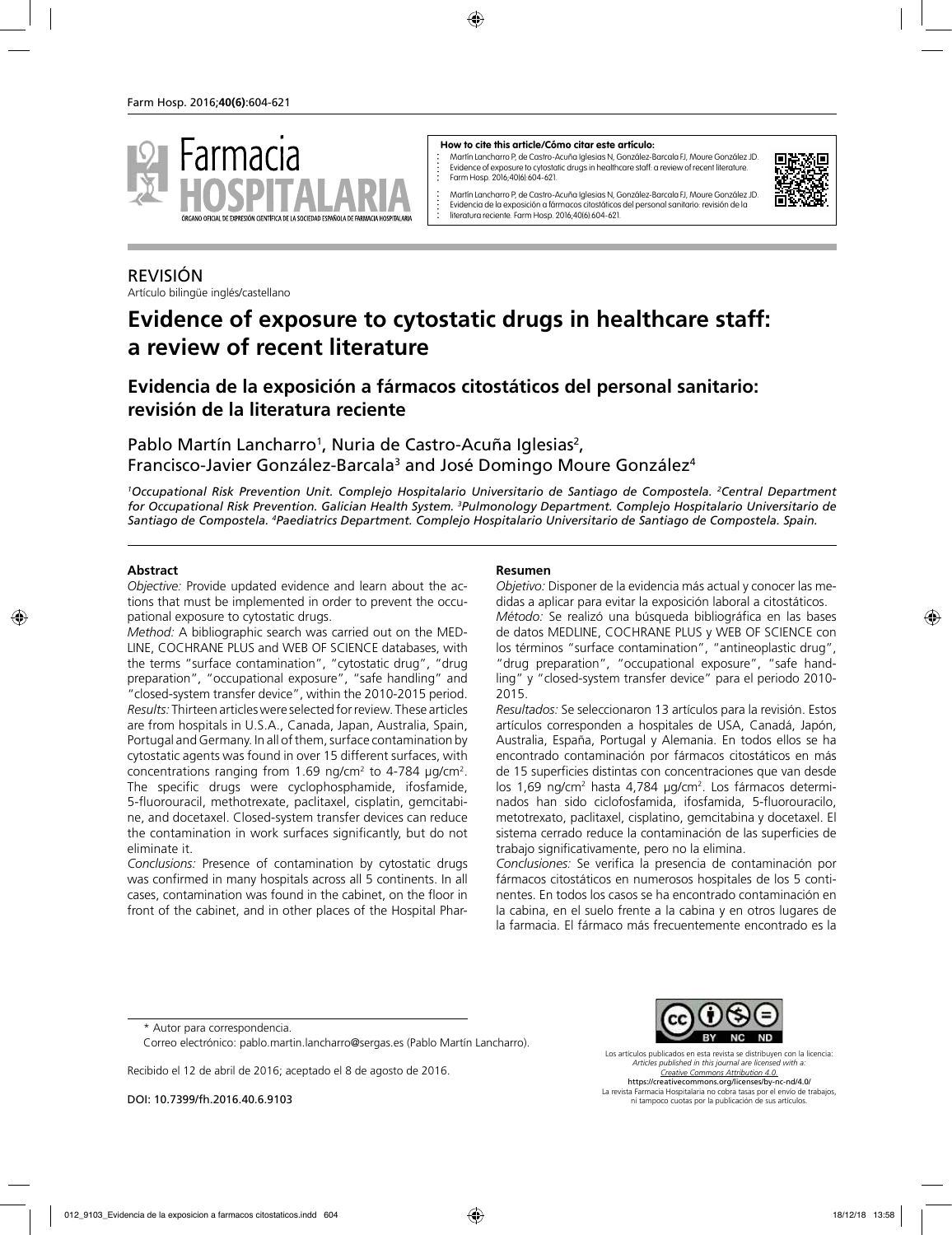**How to cite this article/Cómo citar este artículo:**

Martín Lancharro P, de Castro-Acuña Iglesias N, González-Barcala FJ, Moure González JD. Evidence of exposure to cytostatic drugs in healthcare staff: a review of recent literature. Farm Hosp. 2016;40(6):604-621.

Martín Lancharro P, de Castro-Acuña Iglesias N, González-Barcala FJ, Moure González JD. Evidencia de la exposición a fármacos citostáticos del personal sanitario: revisión de la literatura reciente. Farm Hosp. 2016;40(6):604-621.

REVISIÓN
Artículo bilingüe inglés/castellano

# Evidence of exposure to cytostatic drugs in healthcare staff: a review of recent literature

## Evidencia de la exposición a fármacos citostáticos del personal sanitario: revisión de la literatura reciente

Pablo Martín Lancharro[1], Nuria de Castro-Acuña Iglesias[2], Francisco-Javier González-Barcala[3] and José Domingo Moure González[4]

*[1]Occupational Risk Prevention Unit. Complejo Hospitalario Universitario de Santiago de Compostela. [2]Central Department for Occupational Risk Prevention. Galician Health System. [3]Pulmonology Department. Complejo Hospitalario Universitario de Santiago de Compostela. [4]Paediatrics Department. Complejo Hospitalario Universitario de Santiago de Compostela. Spain.*

**Abstract**

*Objective:* Provide updated evidence and learn about the actions that must be implemented in order to prevent the occupational exposure to cytostatic drugs.

*Method:* A bibliographic search was carried out on the MEDLINE, COCHRANE PLUS and WEB OF SCIENCE databases, with the terms "surface contamination", "cytostatic drug", "drug preparation", "occupational exposure", "safe handling" and "closed-system transfer device", within the 2010-2015 period.

*Results:* Thirteen articles were selected for review. These articles are from hospitals in U.S.A., Canada, Japan, Australia, Spain, Portugal and Germany. In all of them, surface contamination by cytostatic agents was found in over 15 different surfaces, with concentrations ranging from 1.69 ng/cm$^2$ to 4-784 µg/cm$^2$. The specific drugs were cyclophosphamide, ifosfamide, 5-fluorouracil, methotrexate, paclitaxel, cisplatin, gemcitabine, and docetaxel. Closed-system transfer devices can reduce the contamination in work surfaces significantly, but do not eliminate it.

*Conclusions:* Presence of contamination by cytostatic drugs was confirmed in many hospitals across all 5 continents. In all cases, contamination was found in the cabinet, on the floor in front of the cabinet, and in other places of the Hospital Phar-

**Resumen**

*Objetivo:* Disponer de la evidencia más actual y conocer las medidas a aplicar para evitar la exposición laboral a citostáticos.

*Método:* Se realizó una búsqueda bibliográfica en las bases de datos MEDLINE, COCHRANE PLUS y WEB OF SCIENCE con los términos "surface contamination", "antineoplastic drug", "drug preparation", "occupational exposure", "safe handling" y "closed-system transfer device" para el periodo 2010-2015.

*Resultados:* Se seleccionaron 13 artículos para la revisión. Estos artículos corresponden a hospitales de USA, Canadá, Japón, Australia, España, Portugal y Alemania. En todos ellos se ha encontrado contaminación por fármacos citostáticos en más de 15 superficies distintas con concentraciones que van desde los 1,69 ng/cm$^2$ hasta 4,784 µg/cm$^2$. Los fármacos determinados han sido ciclofosfamida, ifosfamida, 5-fluorouracilo, metotrexato, paclitaxel, cisplatino, gemcitabina y docetaxel. El sistema cerrado reduce la contaminación de las superficies de trabajo significativamente, pero no la elimina.

*Conclusiones:* Se verifica la presencia de contaminación por fármacos citostáticos en numerosos hospitales de los 5 continentes. En todos los casos se ha encontrado contaminación en la cabina, en el suelo frente a la cabina y en otros lugares de la farmacia. El fármaco más frecuentemente encontrado es la

\* Autor para correspondencia.

Correo electrónico: pablo.martin.lancharro@sergas.es (Pablo Martín Lancharro).

Recibido el 12 de abril de 2016; aceptado el 8 de agosto de 2016.

DOI: 10.7399/fh.2016.40.6.9103

Los artículos publicados en esta revista se distribuyen con la licencia: *Articles published in this journal are licensed with a: Creative Commons Attribution 4.0.* https://creativecommons.org/licenses/by-nc-nd/4.0/ La revista Farmacia Hospitalaria no cobra tasas por el envío de trabajos, ni tampoco cuotas por la publicación de sus artículos.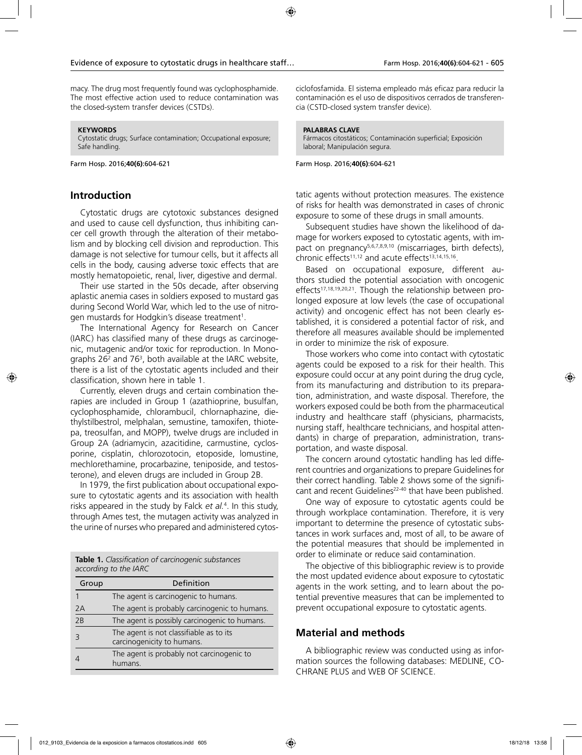macy. The drug most frequently found was cyclophosphamide. The most effective action used to reduce contamination was the closed-system transfer devices (CSTDs).

**KEYWORDS**
Cytostatic drugs; Surface contamination; Occupational exposure; Safe handling.

ciclofosfamida. El sistema empleado más eficaz para reducir la contaminación es el uso de dispositivos cerrados de transferencia (CSTD-closed system transfer device).

**PALABRAS CLAVE**
Fármacos citostáticos; Contaminación superficial; Exposición laboral; Manipulación segura.

## Introduction

Cytostatic drugs are cytotoxic substances designed and used to cause cell dysfunction, thus inhibiting cancer cell growth through the alteration of their metabolism and by blocking cell division and reproduction. This damage is not selective for tumour cells, but it affects all cells in the body, causing adverse toxic effects that are mostly hematopoietic, renal, liver, digestive and dermal.

Their use started in the 50s decade, after observing aplastic anemia cases in soldiers exposed to mustard gas during Second World War, which led to the use of nitrogen mustards for Hodgkin's disease treatment[1].

The International Agency for Research on Cancer (IARC) has classified many of these drugs as carcinogenic, mutagenic and/or toxic for reproduction. In Monographs 26[2] and 76[3], both available at the IARC website, there is a list of the cytostatic agents included and their classification, shown here in table 1.

Currently, eleven drugs and certain combination therapies are included in Group 1 (azathioprine, busulfan, cyclophosphamide, chlorambucil, chlornaphazine, diethylstilbestrol, melphalan, semustine, tamoxifen, thiotepa, treosulfan, and MOPP), twelve drugs are included in Group 2A (adriamycin, azacitidine, carmustine, cyclosporine, cisplatin, chlorozotocin, etoposide, lomustine, mechlorethamine, procarbazine, teniposide, and testosterone), and eleven drugs are included in Group 2B.

In 1979, the first publication about occupational exposure to cytostatic agents and its association with health risks appeared in the study by Falck *et al.*[4]. In this study, through Ames test, the mutagen activity was analyzed in the urine of nurses who prepared and administered cytostatic agents without protection measures. The existence of risks for health was demonstrated in cases of chronic exposure to some of these drugs in small amounts.

**Table 1.** *Classification of carcinogenic substances according to the IARC*

| Group | Definition |
| --- | --- |
| 1 | The agent is carcinogenic to humans. |
| 2A | The agent is probably carcinogenic to humans. |
| 2B | The agent is possibly carcinogenic to humans. |
| 3 | The agent is not classifiable as to its carcinogenicity to humans. |
| 4 | The agent is probably not carcinogenic to humans. |

Subsequent studies have shown the likelihood of damage for workers exposed to cytostatic agents, with impact on pregnancy[5,6,7,8,9,10] (miscarriages, birth defects), chronic effects[11,12] and acute effects[13,14,15,16].

Based on occupational exposure, different authors studied the potential association with oncogenic effects[17,18,19,20,21]. Though the relationship between prolonged exposure at low levels (the case of occupational activity) and oncogenic effect has not been clearly established, it is considered a potential factor of risk, and therefore all measures available should be implemented in order to minimize the risk of exposure.

Those workers who come into contact with cytostatic agents could be exposed to a risk for their health. This exposure could occur at any point during the drug cycle, from its manufacturing and distribution to its preparation, administration, and waste disposal. Therefore, the workers exposed could be both from the pharmaceutical industry and healthcare staff (physicians, pharmacist, nursing staff, healthcare technicians, and hospital attendants) in charge of preparation, administration, transportation, and waste disposal.

The concern around cytostatic handling has led different countries and organizations to prepare Guidelines for their correct handling. Table 2 shows some of the significant and recent Guidelines[22-40] that have been published.

One way of exposure to cytostatic agents could be through workplace contamination. Therefore, it is very important to determine the presence of cytostatic substances in work surfaces and, most of all, to be aware of the potential measures that should be implemented in order to eliminate or reduce said contamination.

The objective of this bibliographic review is to provide the most updated evidence about exposure to cytostatic agents in the work setting, and to learn about the potential preventive measures that can be implemented to prevent occupational exposure to cytostatic agents.

## Material and methods

A bibliographic review was conducted using as information sources the following databases: MEDLINE, COCHRANE PLUS and WEB OF SCIENCE.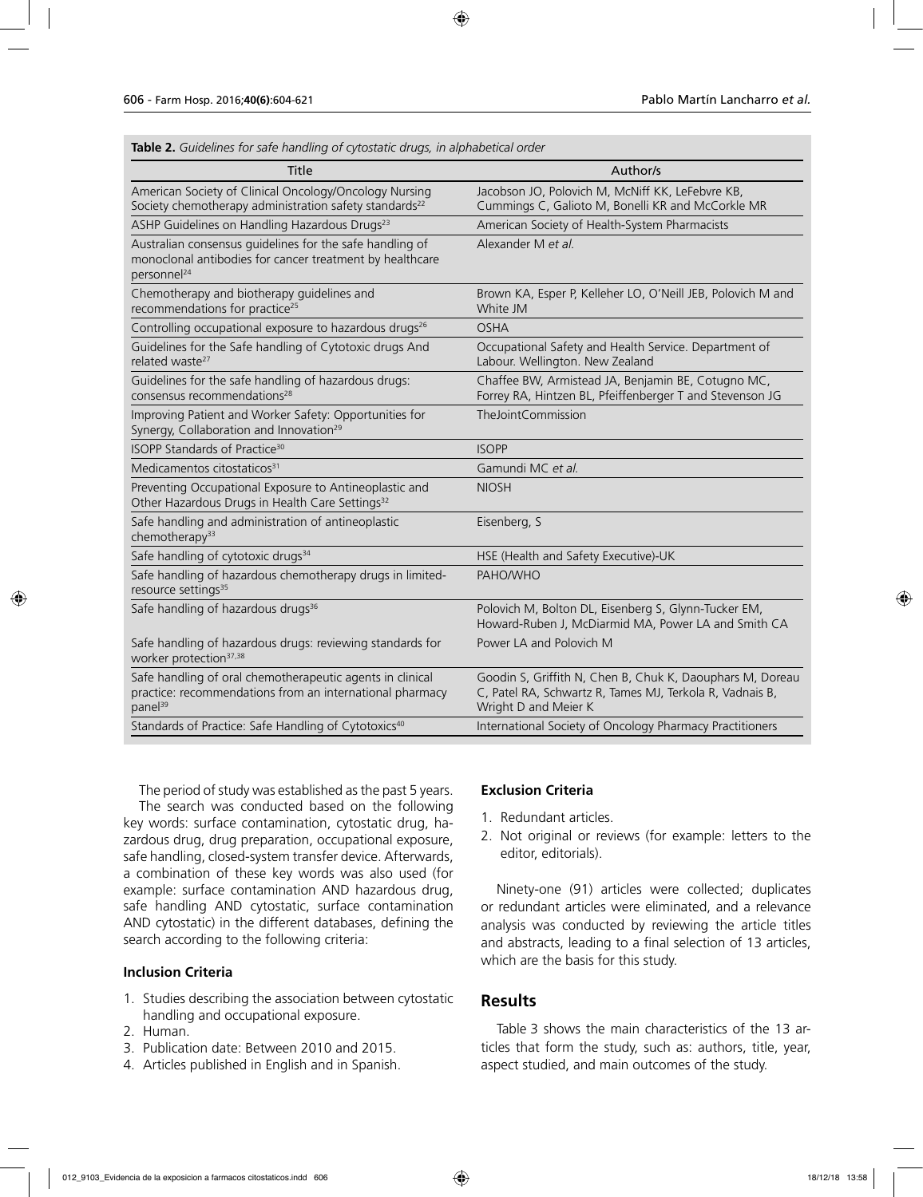**Table 2.** *Guidelines for safe handling of cytostatic drugs, in alphabetical order*

| Title | Author/s |
|---|---|
| American Society of Clinical Oncology/Oncology Nursing Society chemotherapy administration safety standards[22] | Jacobson JO, Polovich M, McNiff KK, LeFebvre KB, Cummings C, Galioto M, Bonelli KR and McCorkle MR |
| ASHP Guidelines on Handling Hazardous Drugs[23] | American Society of Health-System Pharmacists |
| Australian consensus guidelines for the safe handling of monoclonal antibodies for cancer treatment by healthcare personnel[24] | Alexander M *et al.* |
| Chemotherapy and biotherapy guidelines and recommendations for practice[25] | Brown KA, Esper P, Kelleher LO, O'Neill JEB, Polovich M and White JM |
| Controlling occupational exposure to hazardous drugs[26] | OSHA |
| Guidelines for the Safe handling of Cytotoxic drugs And related waste[27] | Occupational Safety and Health Service. Department of Labour. Wellington. New Zealand |
| Guidelines for the safe handling of hazardous drugs: consensus recommendations[28] | Chaffee BW, Armistead JA, Benjamin BE, Cotugno MC, Forrey RA, Hintzen BL, Pfeiffenberger T and Stevenson JG |
| Improving Patient and Worker Safety: Opportunities for Synergy, Collaboration and Innovation[29] | TheJointCommission |
| ISOPP Standards of Practice[30] | ISOPP |
| Medicamentos citostaticos[31] | Gamundi MC *et al.* |
| Preventing Occupational Exposure to Antineoplastic and Other Hazardous Drugs in Health Care Settings[32] | NIOSH |
| Safe handling and administration of antineoplastic chemotherapy[33] | Eisenberg, S |
| Safe handling of cytotoxic drugs[34] | HSE (Health and Safety Executive)-UK |
| Safe handling of hazardous chemotherapy drugs in limited-resource settings[35] | PAHO/WHO |
| Safe handling of hazardous drugs[36] | Polovich M, Bolton DL, Eisenberg S, Glynn-Tucker EM, Howard-Ruben J, McDiarmid MA, Power LA and Smith CA |
| Safe handling of hazardous drugs: reviewing standards for worker protection[37,38] | Power LA and Polovich M |
| Safe handling of oral chemotherapeutic agents in clinical practice: recommendations from an international pharmacy panel[39] | Goodin S, Griffith N, Chen B, Chuk K, Daouphars M, Doreau C, Patel RA, Schwartz R, Tames MJ, Terkola R, Vadnais B, Wright D and Meier K |
| Standards of Practice: Safe Handling of Cytotoxics[40] | International Society of Oncology Pharmacy Practitioners |

The period of study was established as the past 5 years.

The search was conducted based on the following key words: surface contamination, cytostatic drug, hazardous drug, drug preparation, occupational exposure, safe handling, closed-system transfer device. Afterwards, a combination of these key words was also used (for example: surface contamination AND hazardous drug, safe handling AND cytostatic, surface contamination AND cytostatic) in the different databases, defining the search according to the following criteria:

### Inclusion Criteria

1. Studies describing the association between cytostatic handling and occupational exposure.
2. Human.
3. Publication date: Between 2010 and 2015.
4. Articles published in English and in Spanish.

### Exclusion Criteria

1. Redundant articles.
2. Not original or reviews (for example: letters to the editor, editorials).

Ninety-one (91) articles were collected; duplicates or redundant articles were eliminated, and a relevance analysis was conducted by reviewing the article titles and abstracts, leading to a final selection of 13 articles, which are the basis for this study.

## Results

Table 3 shows the main characteristics of the 13 articles that form the study, such as: authors, title, year, aspect studied, and main outcomes of the study.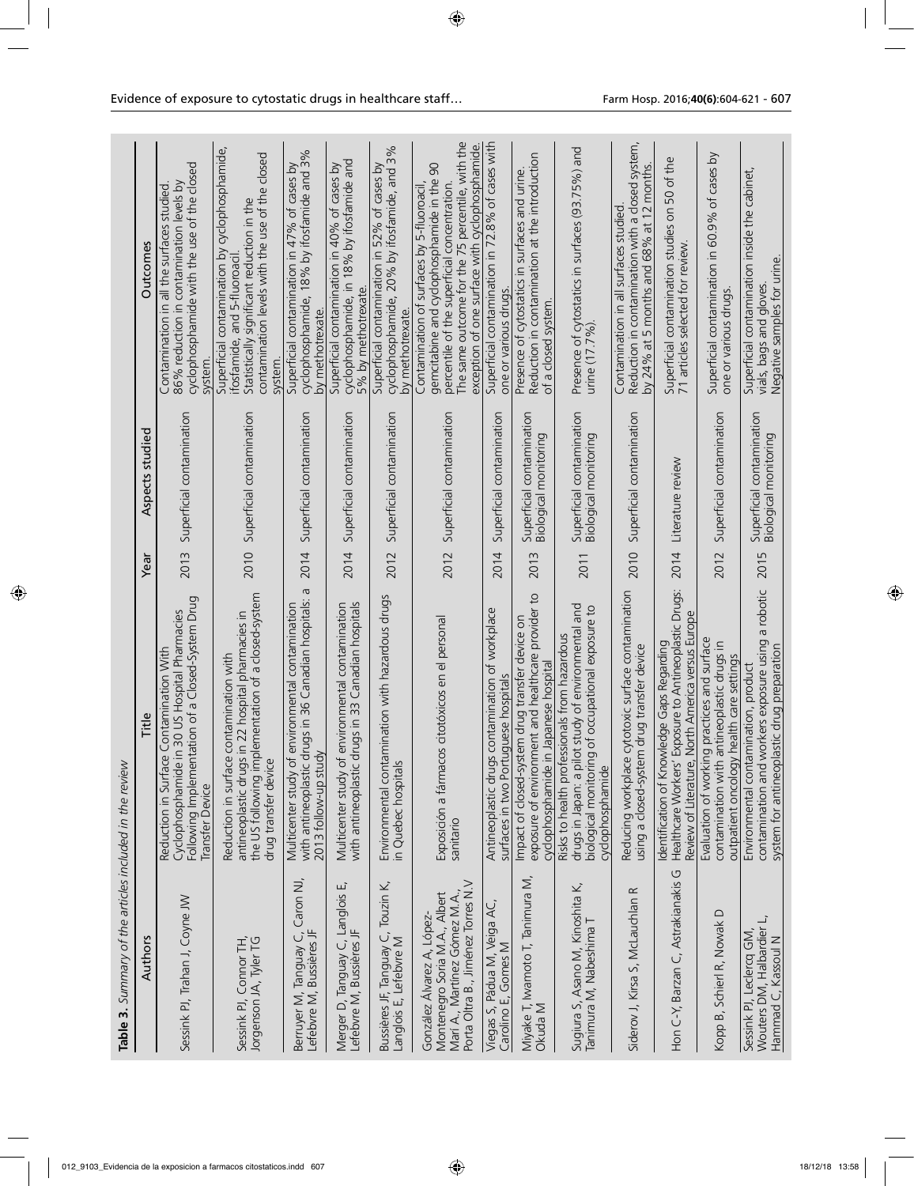**Table 3.** *Summary of the articles included in the review*

| Authors | Title | Year | Aspects studied | Outcomes |
|---|---|---|---|---|
| Sessink PJ, Trahan J, Coyne JW | Reduction in Surface Contamination With Cyclophosphamide in 30 US Hospital Pharmacies Following Implementation of a Closed-System Drug Transfer Device | 2013 | Superficial contamination | Contamination in all the surfaces studied. 86% reduction in contamination levels by cyclophosphamide with the use of the closed system. |
| Sessink PJ, Connor TH, Jorgenson JA, Tyler TG | Reduction in surface contamination with antineoplastic drugs in 22 hospital pharmacies in the US following implementation of a closed-system drug transfer device | 2010 | Superficial contamination | Superficial contamination by cyclophosphamide, ifosfamide, and 5-fluoroacil. Statistically significant reduction in the contamination levels with the use of the closed system. |
| Berruyer M, Tanguay C, Caron NJ, Lefebvre M, Bussières JF | Multicenter study of environmental contamination with antineoplastic drugs in 36 Canadian hospitals: a 2013 follow-up study | 2014 | Superficial contamination | Superficial contamination in 47% of cases by cyclophosphamide, 18% by ifosfamide and 3% by methotrexate. |
| Merger D, Tanguay C, Langlois E, Lefebvre M, Bussières JF | Multicenter study of environmental contamination with antineoplastic drugs in 33 Canadian hospitals | 2014 | Superficial contamination | Superficial contamination in 40% of cases by cyclophosphamide, in 18% by ifosfamide and 5% by methotrexate. |
| Bussières JF, Tanguay C, Touzin K, Langlois E, Lefebvre M | Environmental contamination with hazardous drugs in Quebec hospitals | 2012 | Superficial contamination | Superficial contamination in 52% of cases by cyclophosphamide, 20% by ifosfamide, and 3% by methotrexate. |
| González Álvarez A, López-Montenegro Soria M.A., Albert Marí A., Martínez Gómez M.A., Porta Oltra B., Jiménez Torres N.V | Exposición a fármacos citotóxicos en el personal sanitario | 2012 | Superficial contamination | Contamination of surfaces by 5-fluoroacil, gemcitabine and cyclophosphamide in the 90 percentile of the superficial concentration. The same outcome for the 75 percentile, with the exception of one surface with cyclophosphamide. |
| Viegas S, Pádua M, Veiga AC, Carolino E, Gomes M | Antineoplastic drugs contamination of workplace surfaces in two Portuguese hospitals | 2014 | Superficial contamination | Superficial contamination in 72.8% of cases with one or various drugs. |
| Miyake T, Iwamoto T, Tanimura M, Okuda M | Impact of closed-system drug transfer device on exposure of environment and healthcare provider to cyclophosphamide in Japanese hospital | 2013 | Superficial contamination Biological monitoring | Presence of cytostatics in surfaces and urine. Reduction in contamination at the introduction of a closed system. |
| Sugiura S, Asano M, Kinoshita K, Tanimura M, Nabeshima T | Risks to health professionals from hazardous drugs in Japan: a pilot study of environmental and biological monitoring of occupational exposure to cyclophosphamide | 2011 | Superficial contamination Biological monitoring | Presence of cytostatics in surfaces (93.75%) and urine (17.7%). |
| Siderov J, Kirsa S, McLauchlan R | Reducing workplace cytotoxic surface contamination using a closed-system drug transfer device | 2010 | Superficial contamination | Contamination in all surfaces studied. Reduction in contamination with a closed system, by 24% at 5 months and 68% at 12 months. |
| Hon C-Y, Barzan C, Astrakianakis G | Identification of Knowledge Gaps Regarding Healthcare Workers' Exposure to Antineoplastic Drugs: Review of Literature, North America versus Europe | 2014 | Literature review | Superficial contamination studies on 50 of the 71 articles selected for review. |
| Kopp B, Schierl R, Nowak D | Evaluation of working practices and surface contamination with antineoplastic drugs in outpatient oncology health care settings | 2012 | Superficial contamination | Superficial contamination in 60.9% of cases by one or various drugs. |
| Sessink PJ, Leclercq GM, Wouters DM, Halbardier L, Hammad C, Kassoul N | Environmental contamination, product contamination and workers exposure using a robotic system for antineoplastic drug preparation | 2015 | Superficial contamination Biological monitoring | Superficial contamination inside the cabinet, vials, bags and gloves. Negative samples for urine. |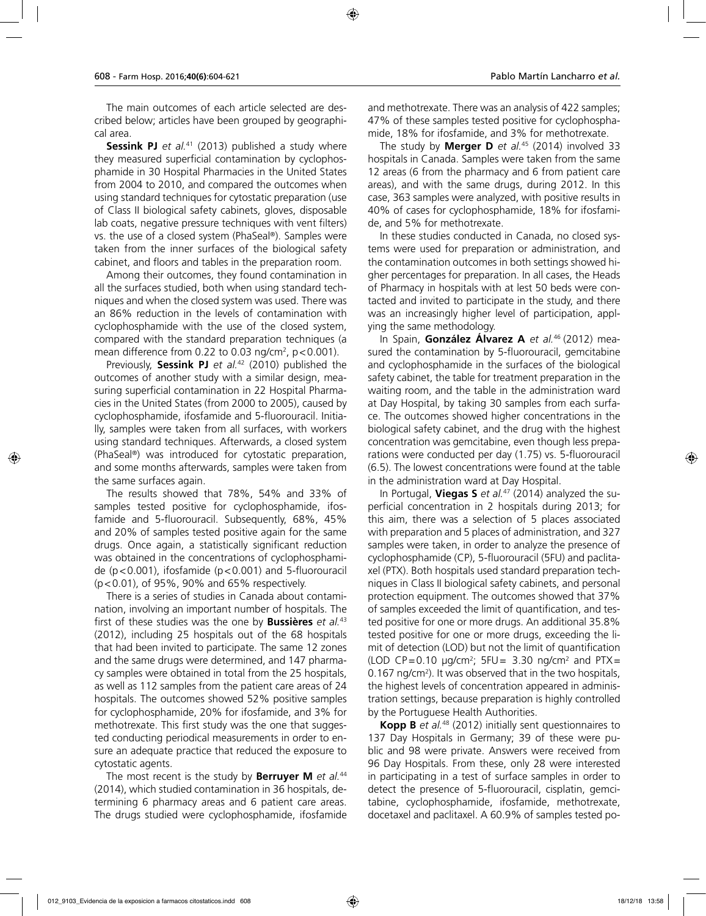The main outcomes of each article selected are described below; articles have been grouped by geographical area.

**Sessink PJ** *et al.*[41] (2013) published a study where they measured superficial contamination by cyclophosphamide in 30 Hospital Pharmacies in the United States from 2004 to 2010, and compared the outcomes when using standard techniques for cytostatic preparation (use of Class II biological safety cabinets, gloves, disposable lab coats, negative pressure techniques with vent filters) vs. the use of a closed system (PhaSeal®). Samples were taken from the inner surfaces of the biological safety cabinet, and floors and tables in the preparation room.

Among their outcomes, they found contamination in all the surfaces studied, both when using standard techniques and when the closed system was used. There was an 86% reduction in the levels of contamination with cyclophosphamide with the use of the closed system, compared with the standard preparation techniques (a mean difference from 0.22 to 0.03 ng/cm$^2$, $p<0.001$).

Previously, **Sessink PJ** *et al.*[42] (2010) published the outcomes of another study with a similar design, measuring superficial contamination in 22 Hospital Pharmacies in the United States (from 2000 to 2005), caused by cyclophosphamide, ifosfamide and 5-fluorouracil. Initially, samples were taken from all surfaces, with workers using standard techniques. Afterwards, a closed system (PhaSeal®) was introduced for cytostatic preparation, and some months afterwards, samples were taken from the same surfaces again.

The results showed that 78%, 54% and 33% of samples tested positive for cyclophosphamide, ifosfamide and 5-fluorouracil. Subsequently, 68%, 45% and 20% of samples tested positive again for the same drugs. Once again, a statistically significant reduction was obtained in the concentrations of cyclophosphamide ($p<0.001$), ifosfamide ($p<0.001$) and 5-fluorouracil ($p<0.01$), of 95%, 90% and 65% respectively.

There is a series of studies in Canada about contamination, involving an important number of hospitals. The first of these studies was the one by **Bussières** *et al.*[43] (2012), including 25 hospitals out of the 68 hospitals that had been invited to participate. The same 12 zones and the same drugs were determined, and 147 pharmacy samples were obtained in total from the 25 hospitals, as well as 112 samples from the patient care areas of 24 hospitals. The outcomes showed 52% positive samples for cyclophosphamide, 20% for ifosfamide, and 3% for methotrexate. This first study was the one that suggested conducting periodical measurements in order to ensure an adequate practice that reduced the exposure to cytostatic agents.

The most recent is the study by **Berruyer M** *et al.*[44] (2014), which studied contamination in 36 hospitals, determining 6 pharmacy areas and 6 patient care areas. The drugs studied were cyclophosphamide, ifosfamide and methotrexate. There was an analysis of 422 samples; 47% of these samples tested positive for cyclophosphamide, 18% for ifosfamide, and 3% for methotrexate.

The study by **Merger D** *et al.*[45] (2014) involved 33 hospitals in Canada. Samples were taken from the same 12 areas (6 from the pharmacy and 6 from patient care areas), and with the same drugs, during 2012. In this case, 363 samples were analyzed, with positive results in 40% of cases for cyclophosphamide, 18% for ifosfamide, and 5% for methotrexate.

In these studies conducted in Canada, no closed systems were used for preparation or administration, and the contamination outcomes in both settings showed higher percentages for preparation. In all cases, the Heads of Pharmacy in hospitals with at lest 50 beds were contacted and invited to participate in the study, and there was an increasingly higher level of participation, applying the same methodology.

In Spain, **González Álvarez A** *et al.*[46] (2012) measured the contamination by 5-fluorouracil, gemcitabine and cyclophosphamide in the surfaces of the biological safety cabinet, the table for treatment preparation in the waiting room, and the table in the administration ward at Day Hospital, by taking 30 samples from each surface. The outcomes showed higher concentrations in the biological safety cabinet, and the drug with the highest concentration was gemcitabine, even though less preparations were conducted per day (1.75) vs. 5-fluorouracil (6.5). The lowest concentrations were found at the table in the administration ward at Day Hospital.

In Portugal, **Viegas S** *et al.*[47] (2014) analyzed the superficial concentration in 2 hospitals during 2013; for this aim, there was a selection of 5 places associated with preparation and 5 places of administration, and 327 samples were taken, in order to analyze the presence of cyclophosphamide (CP), 5-fluorouracil (5FU) and paclitaxel (PTX). Both hospitals used standard preparation techniques in Class II biological safety cabinets, and personal protection equipment. The outcomes showed that 37% of samples exceeded the limit of quantification, and tested positive for one or more drugs. An additional 35.8% tested positive for one or more drugs, exceeding the limit of detection (LOD) but not the limit of quantification (LOD CP=0.10 µg/cm$^2$; 5FU= 3.30 ng/cm$^2$ and PTX= 0.167 ng/cm$^2$). It was observed that in the two hospitals, the highest levels of concentration appeared in administration settings, because preparation is highly controlled by the Portuguese Health Authorities.

**Kopp B** *et al.*[48] (2012) initially sent questionnaires to 137 Day Hospitals in Germany; 39 of these were public and 98 were private. Answers were received from 96 Day Hospitals. From these, only 28 were interested in participating in a test of surface samples in order to detect the presence of 5-fluorouracil, cisplatin, gemcitabine, cyclophosphamide, ifosfamide, methotrexate, docetaxel and paclitaxel. A 60.9% of samples tested po-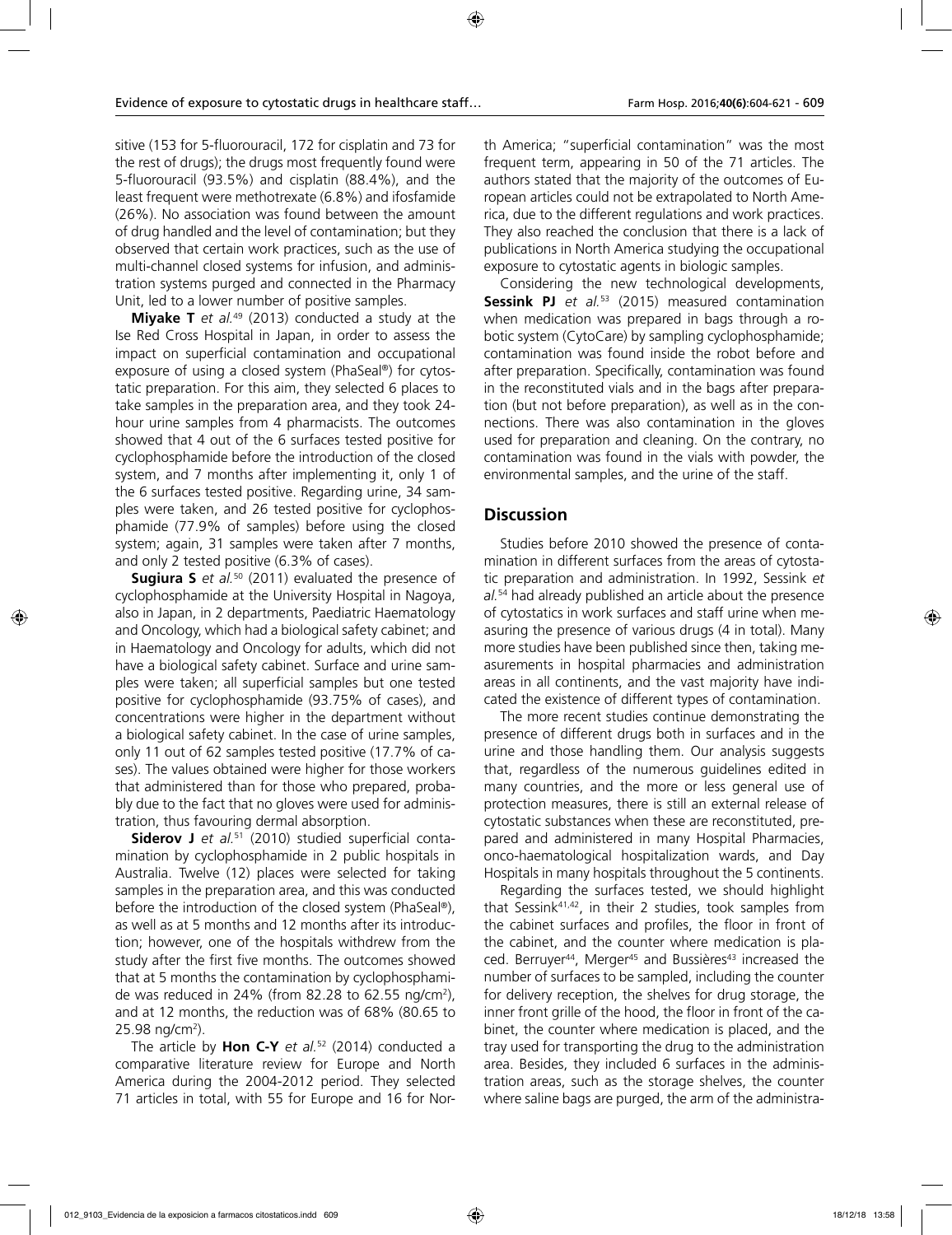sitive (153 for 5-fluorouracil, 172 for cisplatin and 73 for the rest of drugs); the drugs most frequently found were 5-fluorouracil (93.5%) and cisplatin (88.4%), and the least frequent were methotrexate (6.8%) and ifosfamide (26%). No association was found between the amount of drug handled and the level of contamination; but they observed that certain work practices, such as the use of multi-channel closed systems for infusion, and administration systems purged and connected in the Pharmacy Unit, led to a lower number of positive samples.

**Miyake T** *et al.*[49] (2013) conducted a study at the Ise Red Cross Hospital in Japan, in order to assess the impact on superficial contamination and occupational exposure of using a closed system (PhaSeal®) for cytostatic preparation. For this aim, they selected 6 places to take samples in the preparation area, and they took 24-hour urine samples from 4 pharmacists. The outcomes showed that 4 out of the 6 surfaces tested positive for cyclophosphamide before the introduction of the closed system, and 7 months after implementing it, only 1 of the 6 surfaces tested positive. Regarding urine, 34 samples were taken, and 26 tested positive for cyclophosphamide (77.9% of samples) before using the closed system; again, 31 samples were taken after 7 months, and only 2 tested positive (6.3% of cases).

**Sugiura S** *et al.*[50] (2011) evaluated the presence of cyclophosphamide at the University Hospital in Nagoya, also in Japan, in 2 departments, Paediatric Haematology and Oncology, which had a biological safety cabinet; and in Haematology and Oncology for adults, which did not have a biological safety cabinet. Surface and urine samples were taken; all superficial samples but one tested positive for cyclophosphamide (93.75% of cases), and concentrations were higher in the department without a biological safety cabinet. In the case of urine samples, only 11 out of 62 samples tested positive (17.7% of cases). The values obtained were higher for those workers that administered than for those who prepared, probably due to the fact that no gloves were used for administration, thus favouring dermal absorption.

**Siderov J** *et al.*[51] (2010) studied superficial contamination by cyclophosphamide in 2 public hospitals in Australia. Twelve (12) places were selected for taking samples in the preparation area, and this was conducted before the introduction of the closed system (PhaSeal®), as well as at 5 months and 12 months after its introduction; however, one of the hospitals withdrew from the study after the first five months. The outcomes showed that at 5 months the contamination by cyclophosphamide was reduced in 24% (from 82.28 to 62.55 ng/cm$^2$), and at 12 months, the reduction was of 68% (80.65 to 25.98 ng/cm$^2$).

The article by **Hon C-Y** *et al.*[52] (2014) conducted a comparative literature review for Europe and North America during the 2004-2012 period. They selected 71 articles in total, with 55 for Europe and 16 for North America; "superficial contamination" was the most frequent term, appearing in 50 of the 71 articles. The authors stated that the majority of the outcomes of European articles could not be extrapolated to North America, due to the different regulations and work practices. They also reached the conclusion that there is a lack of publications in North America studying the occupational exposure to cytostatic agents in biologic samples.

Considering the new technological developments, **Sessink PJ** *et al.*[53] (2015) measured contamination when medication was prepared in bags through a robotic system (CytoCare) by sampling cyclophosphamide; contamination was found inside the robot before and after preparation. Specifically, contamination was found in the reconstituted vials and in the bags after preparation (but not before preparation), as well as in the connections. There was also contamination in the gloves used for preparation and cleaning. On the contrary, no contamination was found in the vials with powder, the environmental samples, and the urine of the staff.

## Discussion

Studies before 2010 showed the presence of contamination in different surfaces from the areas of cytostatic preparation and administration. In 1992, Sessink *et al.*[54] had already published an article about the presence of cytostatics in work surfaces and staff urine when measuring the presence of various drugs (4 in total). Many more studies have been published since then, taking measurements in hospital pharmacies and administration areas in all continents, and the vast majority have indicated the existence of different types of contamination.

The more recent studies continue demonstrating the presence of different drugs both in surfaces and in the urine and those handling them. Our analysis suggests that, regardless of the numerous guidelines edited in many countries, and the more or less general use of protection measures, there is still an external release of cytostatic substances when these are reconstituted, prepared and administered in many Hospital Pharmacies, onco-haematological hospitalization wards, and Day Hospitals in many hospitals throughout the 5 continents.

Regarding the surfaces tested, we should highlight that Sessink[41,42], in their 2 studies, took samples from the cabinet surfaces and profiles, the floor in front of the cabinet, and the counter where medication is placed. Berruyer[44], Merger[45] and Bussières[43] increased the number of surfaces to be sampled, including the counter for delivery reception, the shelves for drug storage, the inner front grille of the hood, the floor in front of the cabinet, the counter where medication is placed, and the tray used for transporting the drug to the administration area. Besides, they included 6 surfaces in the administration areas, such as the storage shelves, the counter where saline bags are purged, the arm of the administra-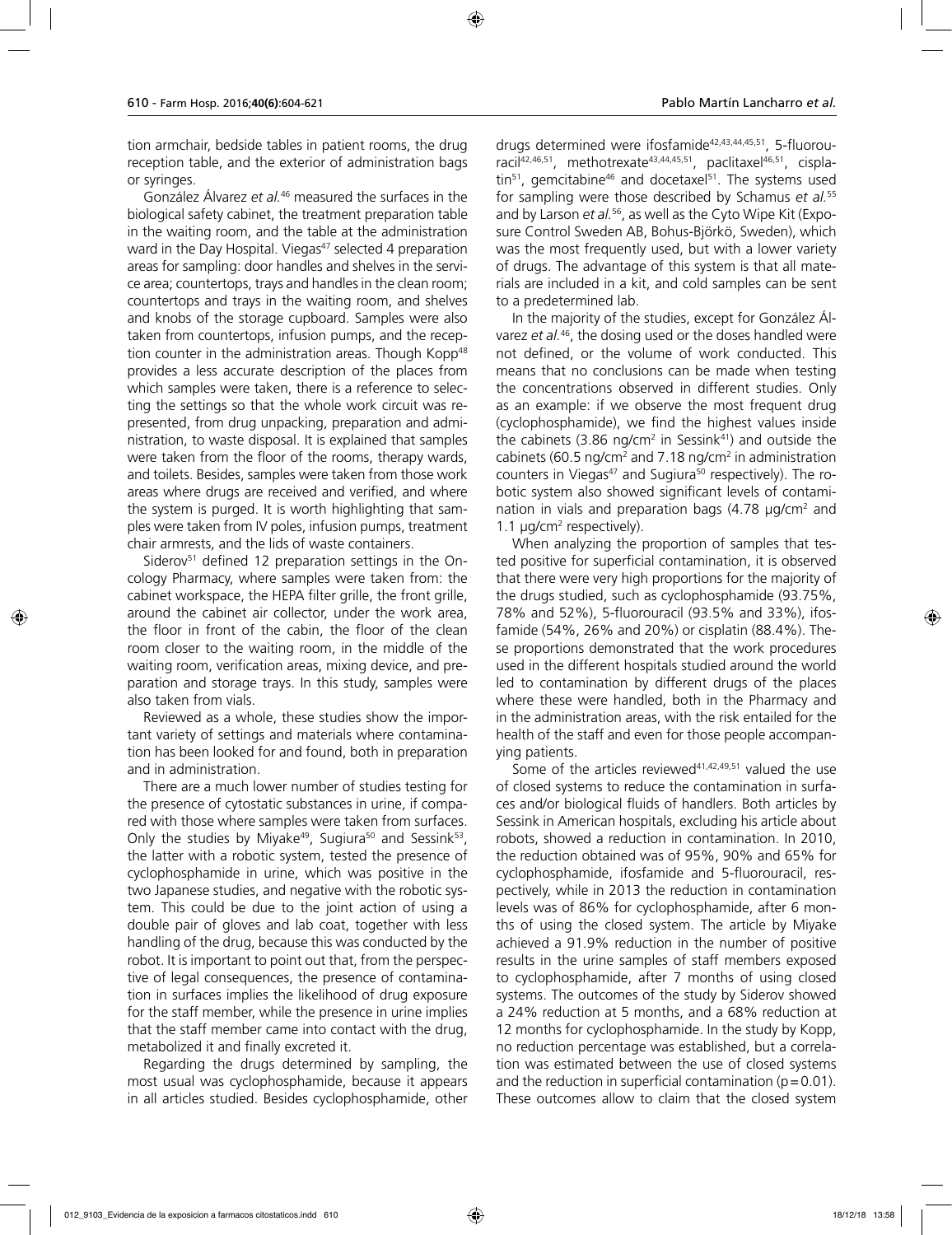tion armchair, bedside tables in patient rooms, the drug reception table, and the exterior of administration bags or syringes.

González Álvarez *et al.*[46] measured the surfaces in the biological safety cabinet, the treatment preparation table in the waiting room, and the table at the administration ward in the Day Hospital. Viegas[47] selected 4 preparation areas for sampling: door handles and shelves in the service area; countertops, trays and handles in the clean room; countertops and trays in the waiting room, and shelves and knobs of the storage cupboard. Samples were also taken from countertops, infusion pumps, and the reception counter in the administration areas. Though Kopp[48] provides a less accurate description of the places from which samples were taken, there is a reference to selecting the settings so that the whole work circuit was represented, from drug unpacking, preparation and administration, to waste disposal. It is explained that samples were taken from the floor of the rooms, therapy wards, and toilets. Besides, samples were taken from those work areas where drugs are received and verified, and where the system is purged. It is worth highlighting that samples were taken from IV poles, infusion pumps, treatment chair armrests, and the lids of waste containers.

Siderov[51] defined 12 preparation settings in the Oncology Pharmacy, where samples were taken from: the cabinet workspace, the HEPA filter grille, the front grille, around the cabinet air collector, under the work area, the floor in front of the cabin, the floor of the clean room closer to the waiting room, in the middle of the waiting room, verification areas, mixing device, and preparation and storage trays. In this study, samples were also taken from vials.

Reviewed as a whole, these studies show the important variety of settings and materials where contamination has been looked for and found, both in preparation and in administration.

There are a much lower number of studies testing for the presence of cytostatic substances in urine, if compared with those where samples were taken from surfaces. Only the studies by Miyake[49], Sugiura[50] and Sessink[53], the latter with a robotic system, tested the presence of cyclophosphamide in urine, which was positive in the two Japanese studies, and negative with the robotic system. This could be due to the joint action of using a double pair of gloves and lab coat, together with less handling of the drug, because this was conducted by the robot. It is important to point out that, from the perspective of legal consequences, the presence of contamination in surfaces implies the likelihood of drug exposure for the staff member, while the presence in urine implies that the staff member came into contact with the drug, metabolized it and finally excreted it.

Regarding the drugs determined by sampling, the most usual was cyclophosphamide, because it appears in all articles studied. Besides cyclophosphamide, other drugs determined were ifosfamide[42,43,44,45,51], 5-fluorouracil[42,46,51], methotrexate[43,44,45,51], paclitaxel[46,51], cisplatin[51], gemcitabine[46] and docetaxel[51]. The systems used for sampling were those described by Schamus *et al.*[55] and by Larson *et al.*[56], as well as the Cyto Wipe Kit (Exposure Control Sweden AB, Bohus-Björkö, Sweden), which was the most frequently used, but with a lower variety of drugs. The advantage of this system is that all materials are included in a kit, and cold samples can be sent to a predetermined lab.

In the majority of the studies, except for González Álvarez *et al.*[46], the dosing used or the doses handled were not defined, or the volume of work conducted. This means that no conclusions can be made when testing the concentrations observed in different studies. Only as an example: if we observe the most frequent drug (cyclophosphamide), we find the highest values inside the cabinets (3.86 ng/cm$^2$ in Sessink[41]) and outside the cabinets (60.5 ng/cm$^2$ and 7.18 ng/cm$^2$ in administration counters in Viegas[47] and Sugiura[50] respectively). The robotic system also showed significant levels of contamination in vials and preparation bags (4.78 µg/cm$^2$ and 1.1 µg/cm$^2$ respectively).

When analyzing the proportion of samples that tested positive for superficial contamination, it is observed that there were very high proportions for the majority of the drugs studied, such as cyclophosphamide (93.75%, 78% and 52%), 5-fluorouracil (93.5% and 33%), ifosfamide (54%, 26% and 20%) or cisplatin (88.4%). These proportions demonstrated that the work procedures used in the different hospitals studied around the world led to contamination by different drugs of the places where these were handled, both in the Pharmacy and in the administration areas, with the risk entailed for the health of the staff and even for those people accompanying patients.

Some of the articles reviewed[41,42,49,51] valued the use of closed systems to reduce the contamination in surfaces and/or biological fluids of handlers. Both articles by Sessink in American hospitals, excluding his article about robots, showed a reduction in contamination. In 2010, the reduction obtained was of 95%, 90% and 65% for cyclophosphamide, ifosfamide and 5-fluorouracil, respectively, while in 2013 the reduction in contamination levels was of 86% for cyclophosphamide, after 6 months of using the closed system. The article by Miyake achieved a 91.9% reduction in the number of positive results in the urine samples of staff members exposed to cyclophosphamide, after 7 months of using closed systems. The outcomes of the study by Siderov showed a 24% reduction at 5 months, and a 68% reduction at 12 months for cyclophosphamide. In the study by Kopp, no reduction percentage was established, but a correlation was estimated between the use of closed systems and the reduction in superficial contamination ($p = 0.01$). These outcomes allow to claim that the closed system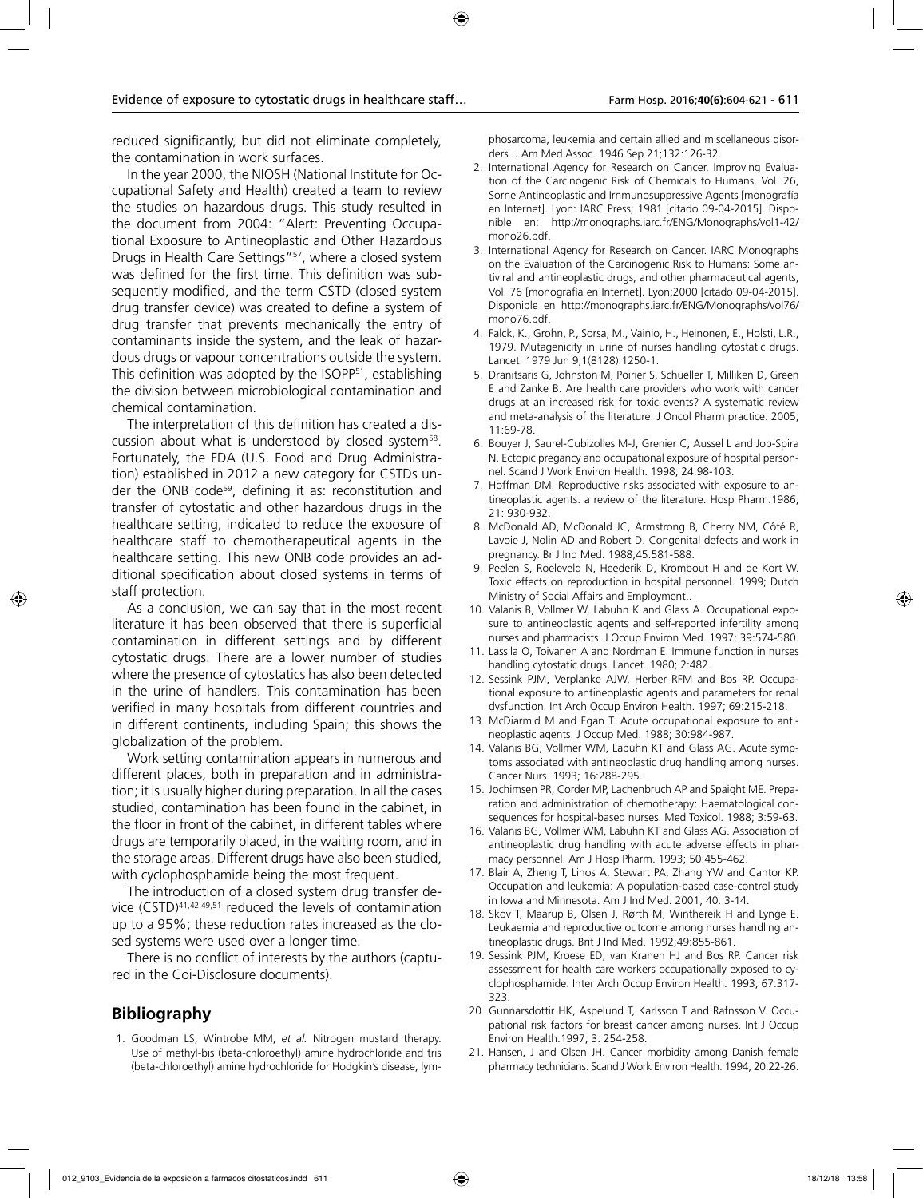reduced significantly, but did not eliminate completely, the contamination in work surfaces.

In the year 2000, the NIOSH (National Institute for Occupational Safety and Health) created a team to review the studies on hazardous drugs. This study resulted in the document from 2004: "Alert: Preventing Occupational Exposure to Antineoplastic and Other Hazardous Drugs in Health Care Settings"[57], where a closed system was defined for the first time. This definition was subsequently modified, and the term CSTD (closed system drug transfer device) was created to define a system of drug transfer that prevents mechanically the entry of contaminants inside the system, and the leak of hazardous drugs or vapour concentrations outside the system. This definition was adopted by the ISOPP[51], establishing the division between microbiological contamination and chemical contamination.

The interpretation of this definition has created a discussion about what is understood by closed system[58]. Fortunately, the FDA (U.S. Food and Drug Administration) established in 2012 a new category for CSTDs under the ONB code[59], defining it as: reconstitution and transfer of cytostatic and other hazardous drugs in the healthcare setting, indicated to reduce the exposure of healthcare staff to chemotherapeutical agents in the healthcare setting. This new ONB code provides an additional specification about closed systems in terms of staff protection.

As a conclusion, we can say that in the most recent literature it has been observed that there is superficial contamination in different settings and by different cytostatic drugs. There are a lower number of studies where the presence of cytostatics has also been detected in the urine of handlers. This contamination has been verified in many hospitals from different countries and in different continents, including Spain; this shows the globalization of the problem.

Work setting contamination appears in numerous and different places, both in preparation and in administration; it is usually higher during preparation. In all the cases studied, contamination has been found in the cabinet, in the floor in front of the cabinet, in different tables where drugs are temporarily placed, in the waiting room, and in the storage areas. Different drugs have also been studied, with cyclophosphamide being the most frequent.

The introduction of a closed system drug transfer device (CSTD)[41,42,49,51] reduced the levels of contamination up to a 95%; these reduction rates increased as the closed systems were used over a longer time.

There is no conflict of interests by the authors (captured in the Coi-Disclosure documents).

## Bibliography

1. Goodman LS, Wintrobe MM, *et al.* Nitrogen mustard therapy. Use of methyl-bis (beta-chloroethyl) amine hydrochloride and tris (beta-chloroethyl) amine hydrochloride for Hodgkin's disease, lymphosarcoma, leukemia and certain allied and miscellaneous disorders. J Am Med Assoc. 1946 Sep 21;132:126-32.
2. International Agency for Research on Cancer. Improving Evaluation of the Carcinogenic Risk of Chemicals to Humans, Vol. 26, Sorne Antineoplastic and Irnmunosuppressive Agents [monografía en Internet]. Lyon: IARC Press; 1981 [citado 09-04-2015]. Disponible en: http://monographs.iarc.fr/ENG/Monographs/vol1-42/mono26.pdf.
3. International Agency for Research on Cancer. IARC Monographs on the Evaluation of the Carcinogenic Risk to Humans: Some antiviral and antineoplastic drugs, and other pharmaceutical agents, Vol. 76 [monografía en Internet]. Lyon;2000 [citado 09-04-2015]. Disponible en http://monographs.iarc.fr/ENG/Monographs/vol76/mono76.pdf.
4. Falck, K., Grohn, P., Sorsa, M., Vainio, H., Heinonen, E., Holsti, L.R., 1979. Mutagenicity in urine of nurses handling cytostatic drugs. Lancet. 1979 Jun 9;1(8128):1250-1.
5. Dranitsaris G, Johnston M, Poirier S, Schueller T, Milliken D, Green E and Zanke B. Are health care providers who work with cancer drugs at an increased risk for toxic events? A systematic review and meta-analysis of the literature. J Oncol Pharm practice. 2005; 11:69-78.
6. Bouyer J, Saurel-Cubizolles M-J, Grenier C, Aussel L and Job-Spira N. Ectopic pregancy and occupational exposure of hospital personnel. Scand J Work Environ Health. 1998; 24:98-103.
7. Hoffman DM. Reproductive risks associated with exposure to antineoplastic agents: a review of the literature. Hosp Pharm.1986; 21: 930-932.
8. McDonald AD, McDonald JC, Armstrong B, Cherry NM, Côté R, Lavoie J, Nolin AD and Robert D. Congenital defects and work in pregnancy. Br J Ind Med. 1988;45:581-588.
9. Peelen S, Roeleveld N, Heederik D, Krombout H and de Kort W. Toxic effects on reproduction in hospital personnel. 1999; Dutch Ministry of Social Affairs and Employment..
10. Valanis B, Vollmer W, Labuhn K and Glass A. Occupational exposure to antineoplastic agents and self-reported infertility among nurses and pharmacists. J Occup Environ Med. 1997; 39:574-580.
11. Lassila O, Toivanen A and Nordman E. Immune function in nurses handling cytostatic drugs. Lancet. 1980; 2:482.
12. Sessink PJM, Verplanke AJW, Herber RFM and Bos RP. Occupational exposure to antineoplastic agents and parameters for renal dysfunction. Int Arch Occup Environ Health. 1997; 69:215-218.
13. McDiarmid M and Egan T. Acute occupational exposure to antineoplastic agents. J Occup Med. 1988; 30:984-987.
14. Valanis BG, Vollmer WM, Labuhn KT and Glass AG. Acute symptoms associated with antineoplastic drug handling among nurses. Cancer Nurs. 1993; 16:288-295.
15. Jochimsen PR, Corder MP, Lachenbruch AP and Spaight ME. Preparation and administration of chemotherapy: Haematological consequences for hospital-based nurses. Med Toxicol. 1988; 3:59-63.
16. Valanis BG, Vollmer WM, Labuhn KT and Glass AG. Association of antineoplastic drug handling with acute adverse effects in pharmacy personnel. Am J Hosp Pharm. 1993; 50:455-462.
17. Blair A, Zheng T, Linos A, Stewart PA, Zhang YW and Cantor KP. Occupation and leukemia: A population-based case-control study in Iowa and Minnesota. Am J Ind Med. 2001; 40: 3-14.
18. Skov T, Maarup B, Olsen J, Rørth M, Winthereik H and Lynge E. Leukaemia and reproductive outcome among nurses handling antineoplastic drugs. Brit J Ind Med. 1992;49:855-861.
19. Sessink PJM, Kroese ED, van Kranen HJ and Bos RP. Cancer risk assessment for health care workers occupationally exposed to cyclophosphamide. Inter Arch Occup Environ Health. 1993; 67:317-323.
20. Gunnarsdottir HK, Aspelund T, Karlsson T and Rafnsson V. Occupational risk factors for breast cancer among nurses. Int J Occup Environ Health.1997; 3: 254-258.
21. Hansen, J and Olsen JH. Cancer morbidity among Danish female pharmacy technicians. Scand J Work Environ Health. 1994; 20:22-26.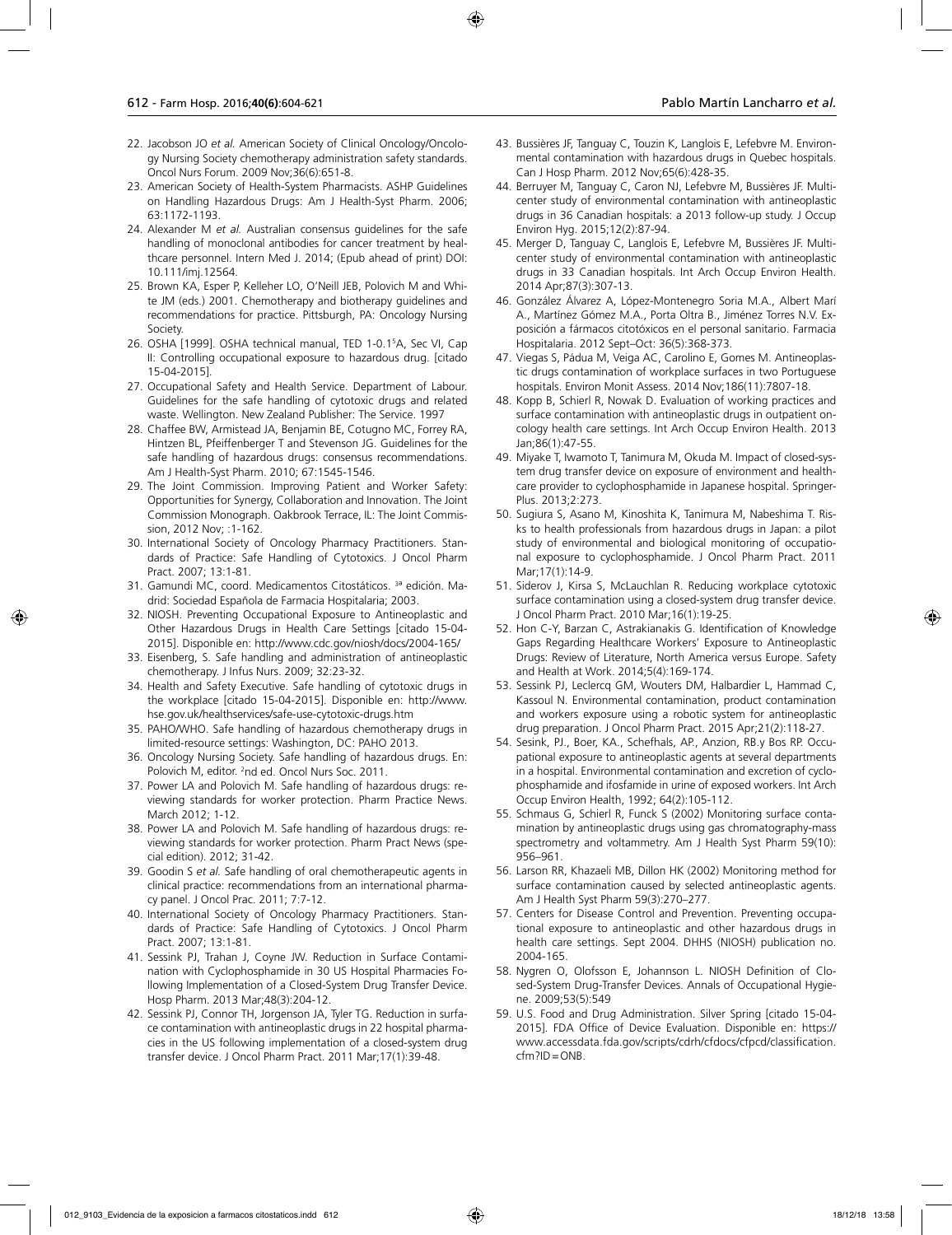22. Jacobson JO *et al.* American Society of Clinical Oncology/Oncology Nursing Society chemotherapy administration safety standards. Oncol Nurs Forum. 2009 Nov;36(6):651-8.
23. American Society of Health-System Pharmacists. ASHP Guidelines on Handling Hazardous Drugs: Am J Health-Syst Pharm. 2006; 63:1172-1193.
24. Alexander M *et al.* Australian consensus guidelines for the safe handling of monoclonal antibodies for cancer treatment by healthcare personnel. Intern Med J. 2014; (Epub ahead of print) DOI: 10.1111/imj.12564.
25. Brown KA, Esper P, Kelleher LO, O'Neill JEB, Polovich M and White JM (eds.) 2001. Chemotherapy and biotherapy guidelines and recommendations for practice. Pittsburgh, PA: Oncology Nursing Society.
26. OSHA [1999]. OSHA technical manual, TED 1-0.1[5]A, Sec VI, Cap II: Controlling occupational exposure to hazardous drug. [citado 15-04-2015].
27. Occupational Safety and Health Service. Department of Labour. Guidelines for the safe handling of cytotoxic drugs and related waste. Wellington. New Zealand Publisher: The Service. 1997
28. Chaffee BW, Armistead JA, Benjamin BE, Cotugno MC, Forrey RA, Hintzen BL, Pfeiffenberger T and Stevenson JG. Guidelines for the safe handling of hazardous drugs: consensus recommendations. Am J Health-Syst Pharm. 2010; 67:1545-1546.
29. The Joint Commission. Improving Patient and Worker Safety: Opportunities for Synergy, Collaboration and Innovation. The Joint Commission Monograph. Oakbrook Terrace, IL: The Joint Commission, 2012 Nov; :1-162.
30. International Society of Oncology Pharmacy Practitioners. Standards of Practice: Safe Handling of Cytotoxics. J Oncol Pharm Pract. 2007; 13:1-81.
31. Gamundi MC, coord. Medicamentos Citostáticos. 3ª edición. Madrid: Sociedad Española de Farmacia Hospitalaria; 2003.
32. NIOSH. Preventing Occupational Exposure to Antineoplastic and Other Hazardous Drugs in Health Care Settings [citado 15-04-2015]. Disponible en: http://www.cdc.gov/niosh/docs/2004-165/
33. Eisenberg, S. Safe handling and administration of antineoplastic chemotherapy. J Infus Nurs. 2009; 32:23-32.
34. Health and Safety Executive. Safe handling of cytotoxic drugs in the workplace [citado 15-04-2015]. Disponible en: http://www.hse.gov.uk/healthservices/safe-use-cytotoxic-drugs.htm
35. PAHO/WHO. Safe handling of hazardous chemotherapy drugs in limited-resource settings: Washington, DC: PAHO 2013.
36. Oncology Nursing Society. Safe handling of hazardous drugs. En: Polovich M, editor. 2nd ed. Oncol Nurs Soc. 2011.
37. Power LA and Polovich M. Safe handling of hazardous drugs: reviewing standards for worker protection. Pharm Practice News. March 2012; 1-12.
38. Power LA and Polovich M. Safe handling of hazardous drugs: reviewing standards for worker protection. Pharm Pract News (special edition). 2012; 31-42.
39. Goodin S *et al.* Safe handling of oral chemotherapeutic agents in clinical practice: recommendations from an international pharmacy panel. J Oncol Prac. 2011; 7:7-12.
40. International Society of Oncology Pharmacy Practitioners. Standards of Practice: Safe Handling of Cytotoxics. J Oncol Pharm Pract. 2007; 13:1-81.
41. Sessink PJ, Trahan J, Coyne JW. Reduction in Surface Contamination with Cyclophosphamide in 30 US Hospital Pharmacies Following Implementation of a Closed-System Drug Transfer Device. Hosp Pharm. 2013 Mar;48(3):204-12.
42. Sessink PJ, Connor TH, Jorgenson JA, Tyler TG. Reduction in surface contamination with antineoplastic drugs in 22 hospital pharmacies in the US following implementation of a closed-system drug transfer device. J Oncol Pharm Pract. 2011 Mar;17(1):39-48.
43. Bussières JF, Tanguay C, Touzin K, Langlois E, Lefebvre M. Environmental contamination with hazardous drugs in Quebec hospitals. Can J Hosp Pharm. 2012 Nov;65(6):428-35.
44. Berruyer M, Tanguay C, Caron NJ, Lefebvre M, Bussières JF. Multicenter study of environmental contamination with antineoplastic drugs in 36 Canadian hospitals: a 2013 follow-up study. J Occup Environ Hyg. 2015;12(2):87-94.
45. Merger D, Tanguay C, Langlois E, Lefebvre M, Bussières JF. Multicenter study of environmental contamination with antineoplastic drugs in 33 Canadian hospitals. Int Arch Occup Environ Health. 2014 Apr;87(3):307-13.
46. González Álvarez A, López-Montenegro Soria M.A., Albert Marí A., Martínez Gómez M.A., Porta Oltra B., Jiménez Torres N.V. Exposición a fármacos citotóxicos en el personal sanitario. Farmacia Hospitalaria. 2012 Sept–Oct: 36(5):368-373.
47. Viegas S, Pádua M, Veiga AC, Carolino E, Gomes M. Antineoplastic drugs contamination of workplace surfaces in two Portuguese hospitals. Environ Monit Assess. 2014 Nov;186(11):7807-18.
48. Kopp B, Schierl R, Nowak D. Evaluation of working practices and surface contamination with antineoplastic drugs in outpatient oncology health care settings. Int Arch Occup Environ Health. 2013 Jan;86(1):47-55.
49. Miyake T, Iwamoto T, Tanimura M, Okuda M. Impact of closed-system drug transfer device on exposure of environment and healthcare provider to cyclophosphamide in Japanese hospital. SpringerPlus. 2013;2:273.
50. Sugiura S, Asano M, Kinoshita K, Tanimura M, Nabeshima T. Risks to health professionals from hazardous drugs in Japan: a pilot study of environmental and biological monitoring of occupational exposure to cyclophosphamide. J Oncol Pharm Pract. 2011 Mar;17(1):14-9.
51. Siderov J, Kirsa S, McLauchlan R. Reducing workplace cytotoxic surface contamination using a closed-system drug transfer device. J Oncol Pharm Pract. 2010 Mar;16(1):19-25.
52. Hon C-Y, Barzan C, Astrakianakis G. Identification of Knowledge Gaps Regarding Healthcare Workers' Exposure to Antineoplastic Drugs: Review of Literature, North America versus Europe. Safety and Health at Work. 2014;5(4):169-174.
53. Sessink PJ, Leclercq GM, Wouters DM, Halbardier L, Hammad C, Kassoul N. Environmental contamination, product contamination and workers exposure using a robotic system for antineoplastic drug preparation. J Oncol Pharm Pract. 2015 Apr;21(2):118-27.
54. Sesink, PJ., Boer, KA., Schefhals, AP., Anzion, RB.y Bos RP. Occupational exposure to antineoplastic agents at several departments in a hospital. Environmental contamination and excretion of cyclophosphamide and ifosfamide in urine of exposed workers. Int Arch Occup Environ Health, 1992; 64(2):105-112.
55. Schmaus G, Schierl R, Funck S (2002) Monitoring surface contamination by antineoplastic drugs using gas chromatography-mass spectrometry and voltammetry. Am J Health Syst Pharm 59(10): 956–961.
56. Larson RR, Khazaeli MB, Dillon HK (2002) Monitoring method for surface contamination caused by selected antineoplastic agents. Am J Health Syst Pharm 59(3):270–277.
57. Centers for Disease Control and Prevention. Preventing occupational exposure to antineoplastic and other hazardous drugs in health care settings. Sept 2004. DHHS (NIOSH) publication no. 2004-165.
58. Nygren O, Olofsson E, Johannson L. NIOSH Definition of Closed-System Drug-Transfer Devices. Annals of Occupational Hygiene. 2009;53(5):549
59. U.S. Food and Drug Administration. Silver Spring [citado 15-04-2015]. FDA Office of Device Evaluation. Disponible en: https://www.accessdata.fda.gov/scripts/cdrh/cfdocs/cfpcd/classification.cfm?ID=ONB.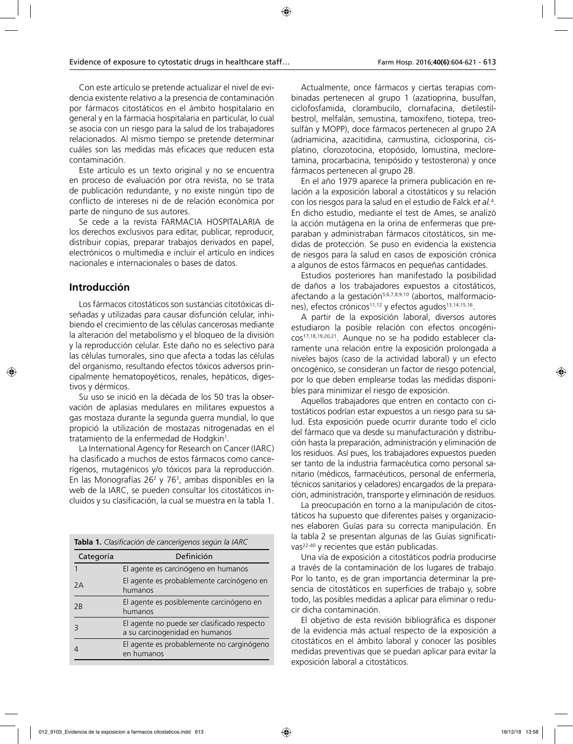Con este artículo se pretende actualizar el nivel de evidencia existente relativo a la presencia de contaminación por fármacos citostáticos en el ámbito hospitalario en general y en la farmacia hospitalaria en particular, lo cual se asocia con un riesgo para la salud de los trabajadores relacionados. Al mismo tiempo se pretende determinar cuáles son las medidas más eficaces que reducen esta contaminación.

Este artículo es un texto original y no se encuentra en proceso de evaluación por otra revista, no se trata de publicación redundante, y no existe ningún tipo de conflicto de intereses ni de de relación económica por parte de ninguno de sus autores.

Se cede a la revista FARMACIA HOSPITALARIA de los derechos exclusivos para editar, publicar, reproducir, distribuir copias, preparar trabajos derivados en papel, electrónicos o multimedia e incluir el artículo en índices nacionales e internacionales o bases de datos.

## Introducción

Los fármacos citostáticos son sustancias citotóxicas diseñadas y utilizadas para causar disfunción celular, inhibiendo el crecimiento de las células cancerosas mediante la alteración del metabolismo y el bloqueo de la división y la reproducción celular. Este daño no es selectivo para las células tumorales, sino que afecta a todas las células del organismo, resultando efectos tóxicos adversos principalmente hematopoyéticos, renales, hepáticos, digestivos y dérmicos.

Su uso se inició en la década de los 50 tras la observación de aplasias medulares en militares expuestos a gas mostaza durante la segunda guerra mundial, lo que propició la utilización de mostazas nitrogenadas en el tratamiento de la enfermedad de Hodgkin[1].

La International Agency for Research on Cancer (IARC) ha clasificado a muchos de estos fármacos como cancerígenos, mutagénicos y/o tóxicos para la reproducción. En las Monografías 26[2] y 76[3], ambas disponibles en la web de la IARC, se pueden consultar los citostáticos incluidos y su clasificación, la cual se muestra en la tabla 1.

**Tabla 1.** *Clasificación de cancerígenos según la IARC*

| Categoría | Definición |
|---|---|
| 1 | El agente es carcinógeno en humanos |
| 2A | El agente es probablemente carcinógeno en humanos |
| 2B | El agente es posiblemente carcinógeno en humanos |
| 3 | El agente no puede ser clasificado respecto a su carcinogenidad en humanos |
| 4 | El agente es probablemente no carginógeno en humanos |

Actualmente, once fármacos y ciertas terapias combinadas pertenecen al grupo 1 (azatioprina, busulfan, ciclofosfamida, clorambucilo, clornafacina, dietilestilbestrol, melfalán, semustina, tamoxifeno, tiotepa, treosulfán y MOPP), doce fármacos pertenecen al grupo 2A (adriamicina, azacitidina, carmustina, ciclosporina, cisplatino, clorozotocina, etopósido, lomustina, mecloretamina, procarbacina, tenipósido y testosterona) y once fármacos pertenecen al grupo 2B.

En el año 1979 aparece la primera publicación en relación a la exposición laboral a citostáticos y su relación con los riesgos para la salud en el estudio de Falck *et al.*[4]. En dicho estudio, mediante el test de Ames, se analizó la acción mutágena en la orina de enfermeras que preparaban y administraban fármacos citostáticos, sin medidas de protección. Se puso en evidencia la existencia de riesgos para la salud en casos de exposición crónica a algunos de estos fármacos en pequeñas cantidades.

Estudios posteriores han manifestado la posibilidad de daños a los trabajadores expuestos a citostáticos, afectando a la gestación[5,6,7,8,9,10] (abortos, malformaciones), efectos crónicos[11,12] y efectos agudos[13,14,15,16].

A partir de la exposición laboral, diversos autores estudiaron la posible relación con efectos oncogénicos[17,18,19,20,21]. Aunque no se ha podido establecer claramente una relación entre la exposición prolongada a niveles bajos (caso de la actividad laboral) y un efecto oncogénico, se consideran un factor de riesgo potencial, por lo que deben emplearse todas las medidas disponibles para minimizar el riesgo de exposición.

Aquellos trabajadores que entren en contacto con citostáticos podrían estar expuestos a un riesgo para su salud. Esta exposición puede ocurrir durante todo el ciclo del fármaco que va desde su manufacturación y distribución hasta la preparación, administración y eliminación de los residuos. Así pues, los trabajadores expuestos pueden ser tanto de la industria farmacéutica como personal sanitario (médicos, farmacéuticos, personal de enfermería, técnicos sanitarios y celadores) encargados de la preparación, administración, transporte y eliminación de residuos.

La preocupación en torno a la manipulación de citostáticos ha supuesto que diferentes países y organizaciones elaboren Guías para su correcta manipulación. En la tabla 2 se presentan algunas de las Guías significativas[22-40] y recientes que están publicadas.

Una vía de exposición a citostáticos podría producirse a través de la contaminación de los lugares de trabajo. Por lo tanto, es de gran importancia determinar la presencia de citostáticos en superficies de trabajo y, sobre todo, las posibles medidas a aplicar para eliminar o reducir dicha contaminación.

El objetivo de esta revisión bibliográfica es disponer de la evidencia más actual respecto de la exposición a citostáticos en el ámbito laboral y conocer las posibles medidas preventivas que se puedan aplicar para evitar la exposición laboral a citostáticos.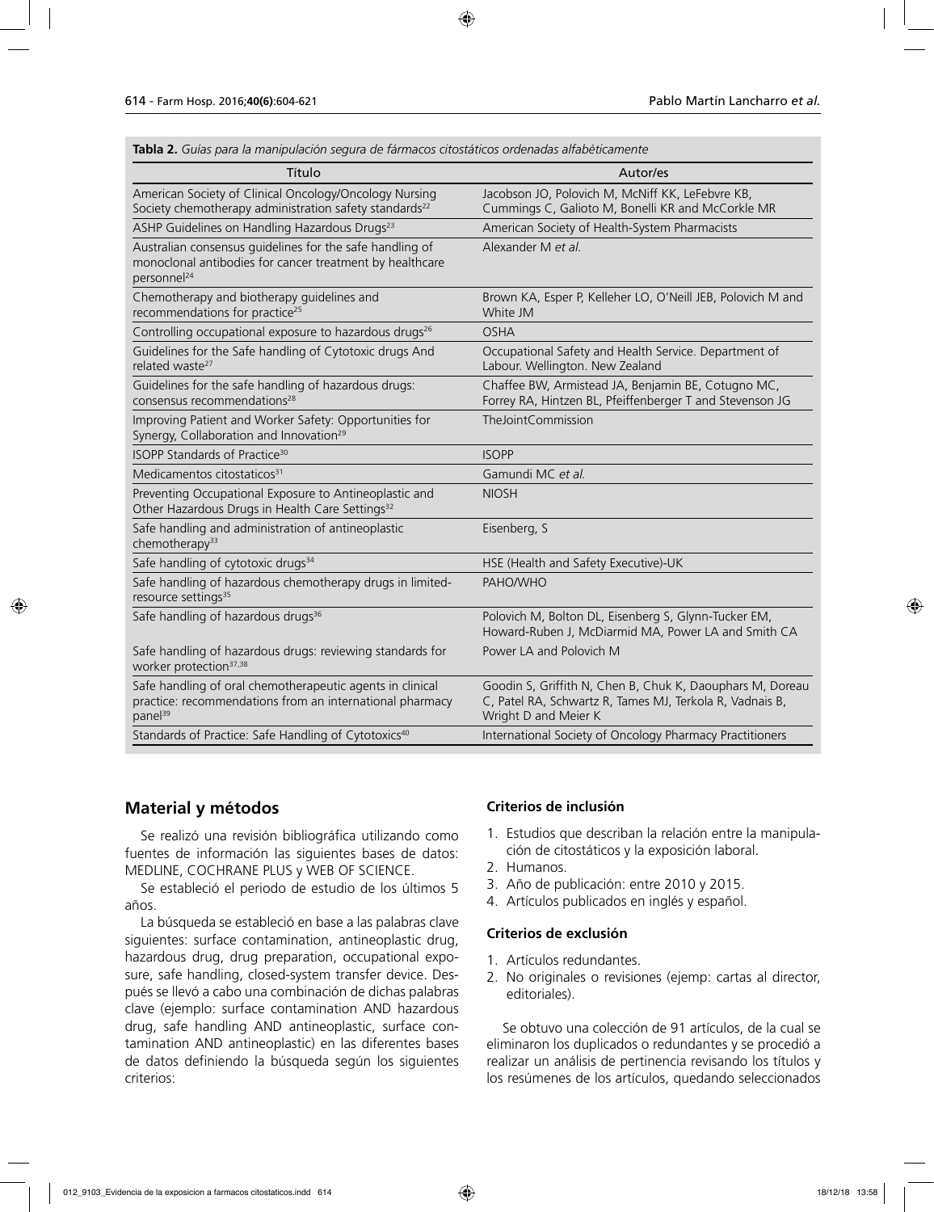**Tabla 2.** *Guías para la manipulación segura de fármacos citostáticos ordenadas alfabéticamente*

| Título | Autor/es |
| --- | --- |
| American Society of Clinical Oncology/Oncology Nursing Society chemotherapy administration safety standards[22] | Jacobson JO, Polovich M, McNiff KK, LeFebvre KB, Cummings C, Galioto M, Bonelli KR and McCorkle MR |
| ASHP Guidelines on Handling Hazardous Drugs[23] | American Society of Health-System Pharmacists |
| Australian consensus guidelines for the safe handling of monoclonal antibodies for cancer treatment by healthcare personnel[24] | Alexander M *et al.* |
| Chemotherapy and biotherapy guidelines and recommendations for practice[25] | Brown KA, Esper P, Kelleher LO, O'Neill JEB, Polovich M and White JM |
| Controlling occupational exposure to hazardous drugs[26] | OSHA |
| Guidelines for the Safe handling of Cytotoxic drugs And related waste[27] | Occupational Safety and Health Service. Department of Labour. Wellington. New Zealand |
| Guidelines for the safe handling of hazardous drugs: consensus recommendations[28] | Chaffee BW, Armistead JA, Benjamin BE, Cotugno MC, Forrey RA, Hintzen BL, Pfeiffenberger T and Stevenson JG |
| Improving Patient and Worker Safety: Opportunities for Synergy, Collaboration and Innovation[29] | TheJointCommission |
| ISOPP Standards of Practice[30] | ISOPP |
| Medicamentos citostaticos[31] | Gamundi MC *et al.* |
| Preventing Occupational Exposure to Antineoplastic and Other Hazardous Drugs in Health Care Settings[32] | NIOSH |
| Safe handling and administration of antineoplastic chemotherapy[33] | Eisenberg, S |
| Safe handling of cytotoxic drugs[34] | HSE (Health and Safety Executive)-UK |
| Safe handling of hazardous chemotherapy drugs in limited-resource settings[35] | PAHO/WHO |
| Safe handling of hazardous drugs[36] | Polovich M, Bolton DL, Eisenberg S, Glynn-Tucker EM, Howard-Ruben J, McDiarmid MA, Power LA and Smith CA |
| Safe handling of hazardous drugs: reviewing standards for worker protection[37,38] | Power LA and Polovich M |
| Safe handling of oral chemotherapeutic agents in clinical practice: recommendations from an international pharmacy panel[39] | Goodin S, Griffith N, Chen B, Chuk K, Daouphars M, Doreau C, Patel RA, Schwartz R, Tames MJ, Terkola R, Vadnais B, Wright D and Meier K |
| Standards of Practice: Safe Handling of Cytotoxics[40] | International Society of Oncology Pharmacy Practitioners |

## Material y métodos

Se realizó una revisión bibliográfica utilizando como fuentes de información las siguientes bases de datos: MEDLINE, COCHRANE PLUS y WEB OF SCIENCE.

Se estableció el periodo de estudio de los últimos 5 años.

La búsqueda se estableció en base a las palabras clave siguientes: surface contamination, antineoplastic drug, hazardous drug, drug preparation, occupational exposure, safe handling, closed-system transfer device. Después se llevó a cabo una combinación de dichas palabras clave (ejemplo: surface contamination AND hazardous drug, safe handling AND antineoplastic, surface contamination AND antineoplastic) en las diferentes bases de datos definiendo la búsqueda según los siguientes criterios:

### Criterios de inclusión

1. Estudios que describan la relación entre la manipulación de citostáticos y la exposición laboral.
2. Humanos.
3. Año de publicación: entre 2010 y 2015.
4. Artículos publicados en inglés y español.

### Criterios de exclusión

1. Artículos redundantes.
2. No originales o revisiones (ejemp: cartas al director, editoriales).

Se obtuvo una colección de 91 artículos, de la cual se eliminaron los duplicados o redundantes y se procedió a realizar un análisis de pertinencia revisando los títulos y los resúmenes de los artículos, quedando seleccionados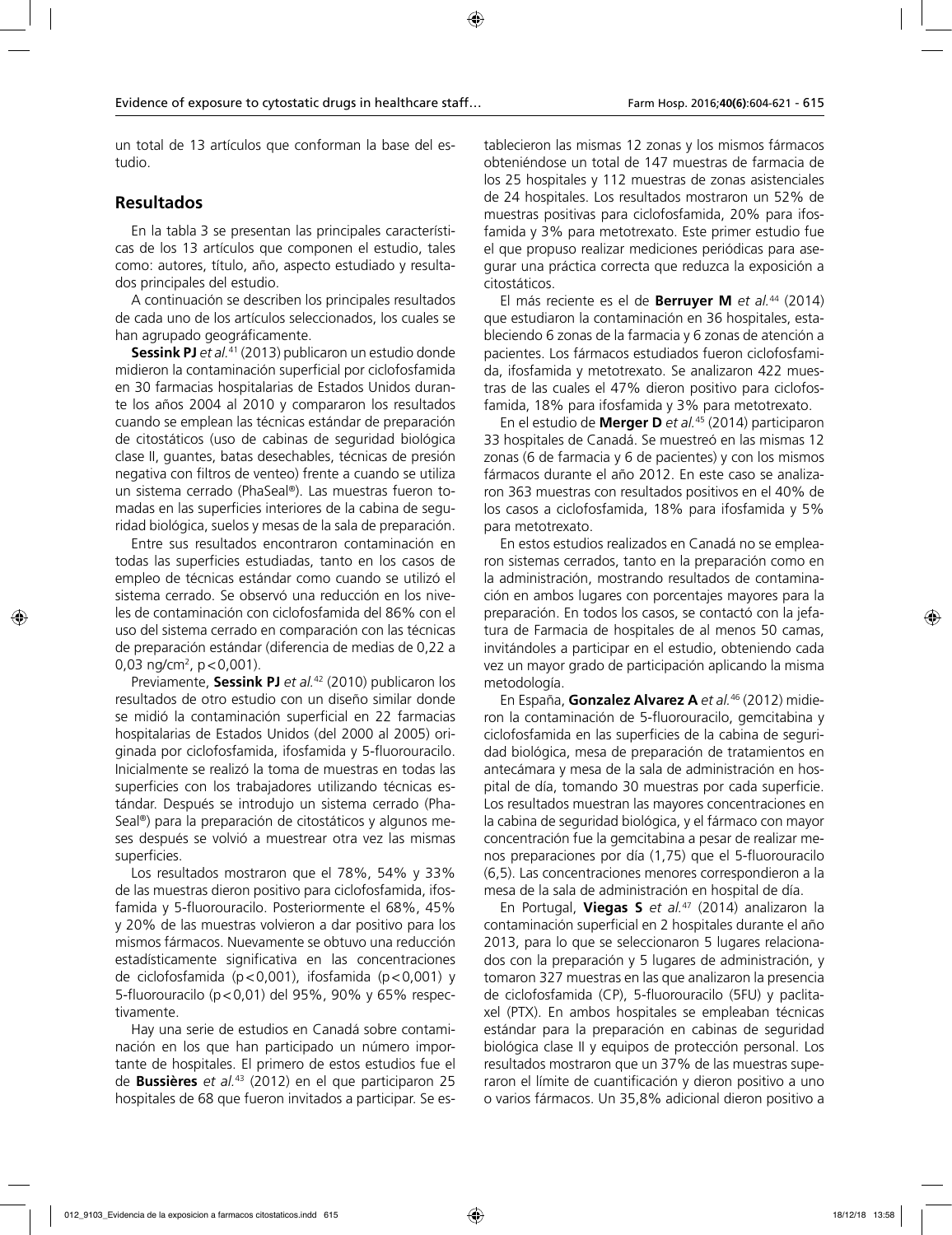un total de 13 artículos que conforman la base del estudio.

## Resultados

En la tabla 3 se presentan las principales características de los 13 artículos que componen el estudio, tales como: autores, título, año, aspecto estudiado y resultados principales del estudio.

A continuación se describen los principales resultados de cada uno de los artículos seleccionados, los cuales se han agrupado geográficamente.

**Sessink PJ** *et al.*[41] (2013) publicaron un estudio donde midieron la contaminación superficial por ciclofosfamida en 30 farmacias hospitalarias de Estados Unidos durante los años 2004 al 2010 y compararon los resultados cuando se emplean las técnicas estándar de preparación de citostáticos (uso de cabinas de seguridad biológica clase II, guantes, batas desechables, técnicas de presión negativa con filtros de venteo) frente a cuando se utiliza un sistema cerrado (PhaSeal®). Las muestras fueron tomadas en las superficies interiores de la cabina de seguridad biológica, suelos y mesas de la sala de preparación.

Entre sus resultados encontraron contaminación en todas las superficies estudiadas, tanto en los casos de empleo de técnicas estándar como cuando se utilizó el sistema cerrado. Se observó una reducción en los niveles de contaminación con ciclofosfamida del 86% con el uso del sistema cerrado en comparación con las técnicas de preparación estándar (diferencia de medias de 0,22 a 0,03 ng/cm$^2$, $p<0,001$).

Previamente, **Sessink PJ** *et al.*[42] (2010) publicaron los resultados de otro estudio con un diseño similar donde se midió la contaminación superficial en 22 farmacias hospitalarias de Estados Unidos (del 2000 al 2005) originada por ciclofosfamida, ifosfamida y 5-fluorouracilo. Inicialmente se realizó la toma de muestras en todas las superficies con los trabajadores utilizando técnicas estándar. Después se introdujo un sistema cerrado (PhaSeal®) para la preparación de citostáticos y algunos meses después se volvió a muestrear otra vez las mismas superficies.

Los resultados mostraron que el 78%, 54% y 33% de las muestras dieron positivo para ciclofosfamida, ifosfamida y 5-fluorouracilo. Posteriormente el 68%, 45% y 20% de las muestras volvieron a dar positivo para los mismos fármacos. Nuevamente se obtuvo una reducción estadísticamente significativa en las concentraciones de ciclofosfamida ($p<0,001$), ifosfamida ($p<0,001$) y 5-fluorouracilo ($p<0,01$) del 95%, 90% y 65% respectivamente.

Hay una serie de estudios en Canadá sobre contaminación en los que han participado un número importante de hospitales. El primero de estos estudios fue el de **Bussières** *et al.*[43] (2012) en el que participaron 25 hospitales de 68 que fueron invitados a participar. Se establecieron las mismas 12 zonas y los mismos fármacos obteniéndose un total de 147 muestras de farmacia de los 25 hospitales y 112 muestras de zonas asistenciales de 24 hospitales. Los resultados mostraron un 52% de muestras positivas para ciclofosfamida, 20% para ifosfamida y 3% para metotrexato. Este primer estudio fue el que propuso realizar mediciones periódicas para asegurar una práctica correcta que reduzca la exposición a citostáticos.

El más reciente es el de **Berruyer M** *et al.*[44] (2014) que estudiaron la contaminación en 36 hospitales, estableciendo 6 zonas de la farmacia y 6 zonas de atención a pacientes. Los fármacos estudiados fueron ciclofosfamida, ifosfamida y metotrexato. Se analizaron 422 muestras de las cuales el 47% dieron positivo para ciclofosfamida, 18% para ifosfamida y 3% para metotrexato.

En el estudio de **Merger D** *et al.*[45] (2014) participaron 33 hospitales de Canadá. Se muestreó en las mismas 12 zonas (6 de farmacia y 6 de pacientes) y con los mismos fármacos durante el año 2012. En este caso se analizaron 363 muestras con resultados positivos en el 40% de los casos a ciclofosfamida, 18% para ifosfamida y 5% para metotrexato.

En estos estudios realizados en Canadá no se emplearon sistemas cerrados, tanto en la preparación como en la administración, mostrando resultados de contaminación en ambos lugares con porcentajes mayores para la preparación. En todos los casos, se contactó con la jefatura de Farmacia de hospitales de al menos 50 camas, invitándoles a participar en el estudio, obteniendo cada vez un mayor grado de participación aplicando la misma metodología.

En España, **Gonzalez Alvarez A** *et al.*[46] (2012) midieron la contaminación de 5-fluorouracilo, gemcitabina y ciclofosfamida en las superficies de la cabina de seguridad biológica, mesa de preparación de tratamientos en antecámara y mesa de la sala de administración en hospital de día, tomando 30 muestras por cada superficie. Los resultados muestran las mayores concentraciones en la cabina de seguridad biológica, y el fármaco con mayor concentración fue la gemcitabina a pesar de realizar menos preparaciones por día (1,75) que el 5-fluorouracilo (6,5). Las concentraciones menores correspondieron a la mesa de la sala de administración en hospital de día.

En Portugal, **Viegas S** *et al.*[47] (2014) analizaron la contaminación superficial en 2 hospitales durante el año 2013, para lo que se seleccionaron 5 lugares relacionados con la preparación y 5 lugares de administración, y tomaron 327 muestras en las que analizaron la presencia de ciclofosfamida (CP), 5-fluorouracilo (5FU) y paclitaxel (PTX). En ambos hospitales se empleaban técnicas estándar para la preparación en cabinas de seguridad biológica clase II y equipos de protección personal. Los resultados mostraron que un 37% de las muestras superaron el límite de cuantificación y dieron positivo a uno o varios fármacos. Un 35,8% adicional dieron positivo a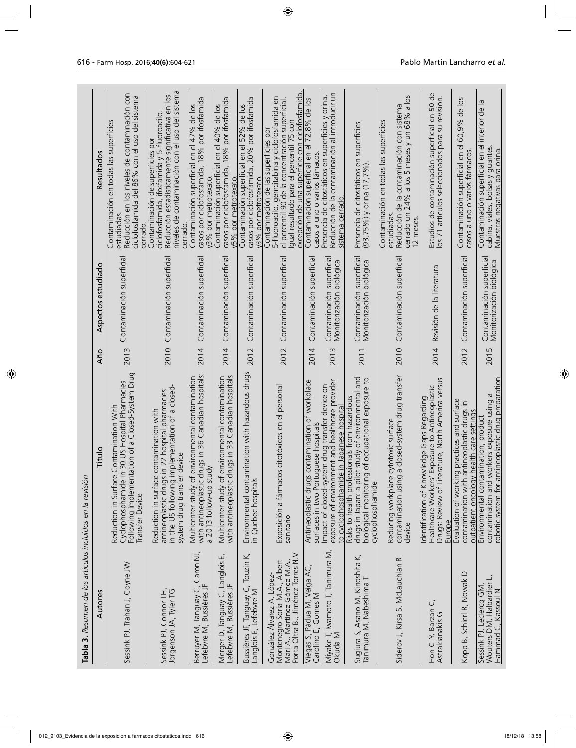**Tabla 3.** *Resumen de los artículos incluidos en la revisión*

| Autores | Título | Año | Aspectos estudiado | Resultados |
|---|---|---|---|---|
| Sessink PJ, Trahan J, Coyne JW | Reduction in Surface Contamination With Cyclophosphamide in 30 US Hospital Pharmacies Following Implementation of a Closed-System Drug Transfer Device | 2013 | Contaminación superficial | Contaminación en todas las superficies estudiadas. Reducción en los niveles de contaminación con ciclofosfamida del 86% con el uso del sistema cerrado. |
| Sessink PJ, Connor TH, Jorgenson JA, Tyler TG | Reduction in surface contamination with antineoplastic drugs in 22 hospital pharmacies in the US following implementation of a closed-system drug transfer device | 2010 | Contaminación superficial | Contaminación de superficies por ciclofosfamida, ifosfamida y 5-fluoroacilo. Reducción estadísticamente significativa en los niveles de contaminación con el uso del sistema cerrado. |
| Berruyer M, Tanguay C, Caron NJ, Lefebvre M, Bussières JF | Multicenter study of environmental contamination with antineoplastic drugs in 36 Canadian hospitals: a 2013 follow-up study | 2014 | Contaminación superficial | Contaminación superficial en el 47% de los casos por ciclofosfamida, 18% por ifosfamida y3% por metrotexato. |
| Merger D, Tanguay C, Langlois E, Lefebvre M, Bussières JF | Multicenter study of environmental contamination with antineoplastic drugs in 33 Canadian hospitals | 2014 | Contaminación superficial | Contaminación superficial en el 40% de los casos por ciclofosfamida, 18% por ifosfamida y5% por metrotexato. |
| Bussières JF, Tanguay C, Touzin K, Langlois E, Lefebvre M | Environmental contamination with hazardous drugs in Quebec hospitals | 2012 | Contaminación superficial | Contaminación superficial en el 52% de los casos por ciclofosfamida, 20% por ifosfamida y3% por metrotexato. |
| González Álvarez A, López-Montenegro Soria M.A., Albert Marí A., Martínez Gómez M.A., Porta Oltra B., Jiménez Torres N.V | Exposición a fármacos citotóxicos en el personal sanitario | 2012 | Contaminación superficial | Contaminación de las superficies por 5-fluoroacilo, gemcitabina y ciclofosfamida en el percentil 90 de la concentración superficial. Igual resultado para el percentil 75 con excepción de una superficie con ciclofosfamida. |
| Viegas S, Pádua M, Veiga AC, Carolino E, Gomes M | Antineoplastic drugs contamination of workplace surfaces in two Portuguese hospitals | 2014 | Contaminación superficial | Contaminación superficial en el 72,8% de los casos a uno o varios fármacos. |
| Miyake T, Iwamoto T, Tanimura M, Okuda M | Impact of closed-system drug transfer device on exposure of environment and healthcare provider to cyclophosphamide in Japanese hospital | 2013 | Contaminación superficial<br>Monitorización biológica | Presencia de citostáticos en superficies y orina. Reducción de la contaminación al introducir un sistema cerrado. |
| Sugiura S, Asano M, Kinoshita K, Tanimura M, Nabeshima T | Risks to health professionals from hazardous drugs in Japan: a pilot study of environmental and biological monitoring of occupational exposure to cyclophosphamide | 2011 | Contaminación superficial<br>Monitorización biológica | Presencia de citostáticos en superficies (93,75%) y orina (17,7%). |
| Siderov J, Kirsa S, McLauchlan R | Reducing workplace cytotoxic surface contamination using a closed-system drug transfer device | 2010 | Contaminación superficial | Contaminación en todas las superficies estudiadas. Reducción de la contaminación con sistema cerrado un 24% a los 5 meses y un 68% a los 12 meses. |
| Hon C-Y, Barzan C, Astrakianakis G | Identification of Knowledge Gaps Regarding Healthcare Workers' Exposure to Antineoplastic Drugs: Review of Literature, North America versus Europe | 2014 | Revisión de la literatura | Estudios de contaminación superficial en 50 de los 71 artículos seleccionados para su revisión. |
| Kopp B, Schierl R, Nowak D | Evaluation of working practices and surface contamination with antineoplastic drugs in outpatient oncology health care settings | 2012 | Contaminación superficial | Contaminación superficial en el 60,9% de los casos a uno o varios fármacos. |
| Sessink PJ, Leclercq GM, Wouters DM, Halbardier L, Hammad C, Kassoul N | Environmental contamination, product contamination and workers exposure using a robotic system for antineoplastic drug preparation | 2015 | Contaminación superficial<br>Monitorización biológica | Contaminación superficial en el interior de la cabina, viales, bolsas y guantes. Muestras negativas para orina. |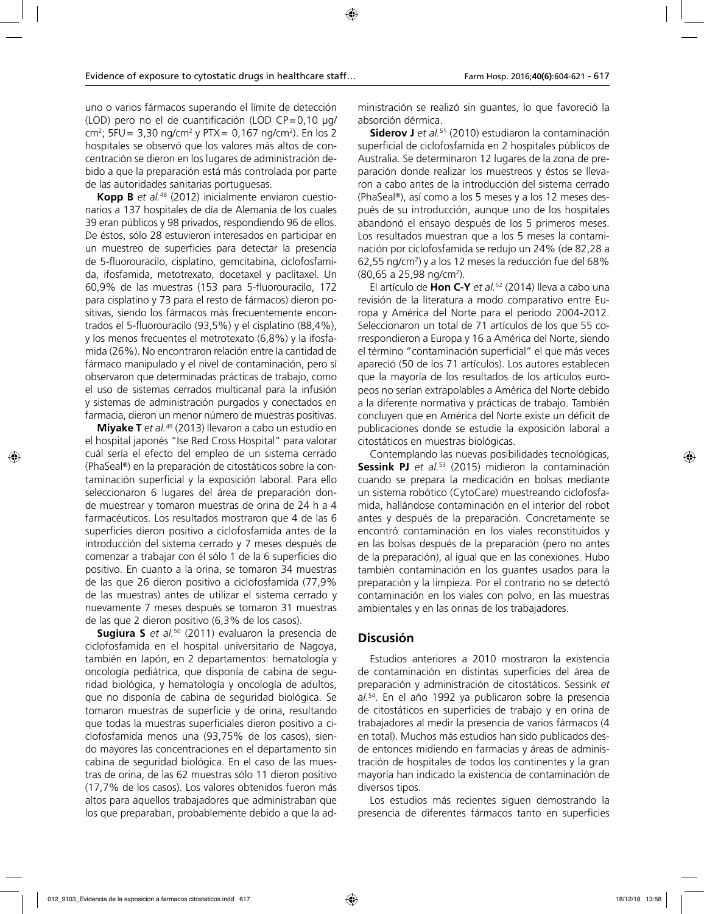uno o varios fármacos superando el límite de detección (LOD) pero no el de cuantificación (LOD CP=0,10 µg/cm$^2$; 5FU= 3,30 ng/cm$^2$ y PTX= 0,167 ng/cm$^2$). En los 2 hospitales se observó que los valores más altos de concentración se dieron en los lugares de administración debido a que la preparación está más controlada por parte de las autoridades sanitarias portuguesas.

**Kopp B** *et al.*[48] (2012) inicialmente enviaron cuestionarios a 137 hospitales de día de Alemania de los cuales 39 eran públicos y 98 privados, respondiendo 96 de ellos. De éstos, sólo 28 estuvieron interesados en participar en un muestreo de superficies para detectar la presencia de 5-fluorouracilo, cisplatino, gemcitabina, ciclofosfamida, ifosfamida, metotrexato, docetaxel y paclitaxel. Un 60,9% de las muestras (153 para 5-fluorouracilo, 172 para cisplatino y 73 para el resto de fármacos) dieron positivas, siendo los fármacos más frecuentemente encontrados el 5-fluorouracilo (93,5%) y el cisplatino (88,4%), y los menos frecuentes el metrotexato (6,8%) y la ifosfamida (26%). No encontraron relación entre la cantidad de fármaco manipulado y el nivel de contaminación, pero sí observaron que determinadas prácticas de trabajo, como el uso de sistemas cerrados multicanal para la infusión y sistemas de administración purgados y conectados en farmacia, dieron un menor número de muestras positivas.

**Miyake T** *et al.*[49] (2013) llevaron a cabo un estudio en el hospital japonés "Ise Red Cross Hospital" para valorar cuál sería el efecto del empleo de un sistema cerrado (PhaSeal®) en la preparación de citostáticos sobre la contaminación superficial y la exposición laboral. Para ello seleccionaron 6 lugares del área de preparación donde muestrear y tomaron muestras de orina de 24 h a 4 farmacéuticos. Los resultados mostraron que 4 de las 6 superficies dieron positivo a ciclofosfamida antes de la introducción del sistema cerrado y 7 meses después de comenzar a trabajar con él sólo 1 de la 6 superficies dio positivo. En cuanto a la orina, se tomaron 34 muestras de las que 26 dieron positivo a ciclofosfamida (77,9% de las muestras) antes de utilizar el sistema cerrado y nuevamente 7 meses después se tomaron 31 muestras de las que 2 dieron positivo (6,3% de los casos).

**Sugiura S** *et al.*[50] (2011) evaluaron la presencia de ciclofosfamida en el hospital universitario de Nagoya, también en Japón, en 2 departamentos: hematología y oncología pediátrica, que disponía de cabina de seguridad biológica, y hematología y oncología de adultos, que no disponía de cabina de seguridad biológica. Se tomaron muestras de superficie y de orina, resultando que todas la muestras superficiales dieron positivo a ciclofosfamida menos una (93,75% de los casos), siendo mayores las concentraciones en el departamento sin cabina de seguridad biológica. En el caso de las muestras de orina, de las 62 muestras sólo 11 dieron positivo (17,7% de los casos). Los valores obtenidos fueron más altos para aquellos trabajadores que administraban que los que preparaban, probablemente debido a que la administración se realizó sin guantes, lo que favoreció la absorción dérmica.

**Siderov J** *et al.*[51] (2010) estudiaron la contaminación superficial de ciclofosfamida en 2 hospitales públicos de Australia. Se determinaron 12 lugares de la zona de preparación donde realizar los muestreos y éstos se llevaron a cabo antes de la introducción del sistema cerrado (PhaSeal®), así como a los 5 meses y a los 12 meses después de su introducción, aunque uno de los hospitales abandonó el ensayo después de los 5 primeros meses. Los resultados muestran que a los 5 meses la contaminación por ciclofosfamida se redujo un 24% (de 82,28 a 62,55 ng/cm$^2$) y a los 12 meses la reducción fue del 68% (80,65 a 25,98 ng/cm$^2$).

El artículo de **Hon C-Y** *et al.*[52] (2014) lleva a cabo una revisión de la literatura a modo comparativo entre Europa y América del Norte para el periodo 2004-2012. Seleccionaron un total de 71 artículos de los que 55 correspondieron a Europa y 16 a América del Norte, siendo el término "contaminación superficial" el que más veces apareció (50 de los 71 artículos). Los autores establecen que la mayoría de los resultados de los artículos europeos no serían extrapolables a América del Norte debido a la diferente normativa y prácticas de trabajo. También concluyen que en América del Norte existe un déficit de publicaciones donde se estudie la exposición laboral a citostáticos en muestras biológicas.

Contemplando las nuevas posibilidades tecnológicas, **Sessink PJ** *et al.*[53] (2015) midieron la contaminación cuando se prepara la medicación en bolsas mediante un sistema robótico (CytoCare) muestreando ciclofosfamida, hallándose contaminación en el interior del robot antes y después de la preparación. Concretamente se encontró contaminación en los viales reconstituidos y en las bolsas después de la preparación (pero no antes de la preparación), al igual que en las conexiones. Hubo también contaminación en los guantes usados para la preparación y la limpieza. Por el contrario no se detectó contaminación en los viales con polvo, en las muestras ambientales y en las orinas de los trabajadores.

## Discusión

Estudios anteriores a 2010 mostraron la existencia de contaminación en distintas superficies del área de preparación y administración de citostáticos. Sessink *et al.*[54]. En el año 1992 ya publicaron sobre la presencia de citostáticos en superficies de trabajo y en orina de trabajadores al medir la presencia de varios fármacos (4 en total). Muchos más estudios han sido publicados desde entonces midiendo en farmacias y áreas de administración de hospitales de todos los continentes y la gran mayoría han indicado la existencia de contaminación de diversos tipos.

Los estudios más recientes siguen demostrando la presencia de diferentes fármacos tanto en superficies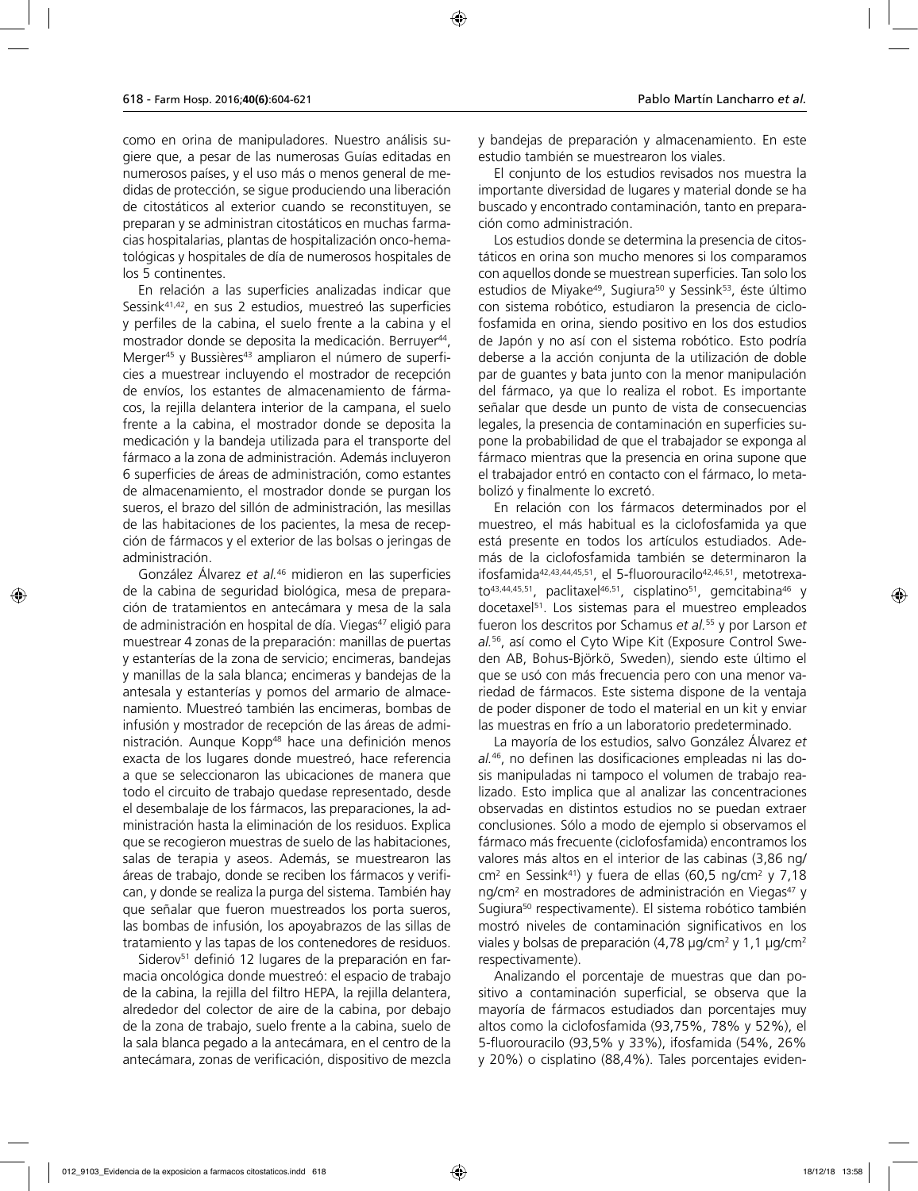como en orina de manipuladores. Nuestro análisis sugiere que, a pesar de las numerosas Guías editadas en numerosos países, y el uso más o menos general de medidas de protección, se sigue produciendo una liberación de citostáticos al exterior cuando se reconstituyen, se preparan y se administran citostáticos en muchas farmacias hospitalarias, plantas de hospitalización onco-hematológicas y hospitales de día de numerosos hospitales de los 5 continentes.

En relación a las superficies analizadas indicar que Sessink[41,42], en sus 2 estudios, muestreó las superficies y perfiles de la cabina, el suelo frente a la cabina y el mostrador donde se deposita la medicación. Berruyer[44], Merger[45] y Bussières[43] ampliaron el número de superficies a muestrear incluyendo el mostrador de recepción de envíos, los estantes de almacenamiento de fármacos, la rejilla delantera interior de la campana, el suelo frente a la cabina, el mostrador donde se deposita la medicación y la bandeja utilizada para el transporte del fármaco a la zona de administración. Además incluyeron 6 superficies de áreas de administración, como estantes de almacenamiento, el mostrador donde se purgan los sueros, el brazo del sillón de administración, las mesillas de las habitaciones de los pacientes, la mesa de recepción de fármacos y el exterior de las bolsas o jeringas de administración.

González Álvarez *et al.*[46] midieron en las superficies de la cabina de seguridad biológica, mesa de preparación de tratamientos en antecámara y mesa de la sala de administración en hospital de día. Viegas[47] eligió para muestrear 4 zonas de la preparación: manillas de puertas y estanterías de la zona de servicio; encimeras, bandejas y manillas de la sala blanca; encimeras y bandejas de la antesala y estanterías y pomos del armario de almacenamiento. Muestreó también las encimeras, bombas de infusión y mostrador de recepción de las áreas de administración. Aunque Kopp[48] hace una definición menos exacta de los lugares donde muestreó, hace referencia a que se seleccionaron las ubicaciones de manera que todo el circuito de trabajo quedase representado, desde el desembalaje de los fármacos, las preparaciones, la administración hasta la eliminación de los residuos. Explica que se recogieron muestras de suelo de las habitaciones, salas de terapia y aseos. Además, se muestrearon las áreas de trabajo, donde se reciben los fármacos y verifican, y donde se realiza la purga del sistema. También hay que señalar que fueron muestreados los porta sueros, las bombas de infusión, los apoyabrazos de las sillas de tratamiento y las tapas de los contenedores de residuos.

Siderov[51] definió 12 lugares de la preparación en farmacia oncológica donde muestreó: el espacio de trabajo de la cabina, la rejilla del filtro HEPA, la rejilla delantera, alrededor del colector de aire de la cabina, por debajo de la zona de trabajo, suelo frente a la cabina, suelo de la sala blanca pegado a la antecámara, en el centro de la antecámara, zonas de verificación, dispositivo de mezcla y bandejas de preparación y almacenamiento. En este estudio también se muestrearon los viales.

El conjunto de los estudios revisados nos muestra la importante diversidad de lugares y material donde se ha buscado y encontrado contaminación, tanto en preparación como administración.

Los estudios donde se determina la presencia de citostáticos en orina son mucho menores si los comparamos con aquellos donde se muestrean superficies. Tan solo los estudios de Miyake[49], Sugiura[50] y Sessink[53], éste último con sistema robótico, estudiaron la presencia de ciclofosfamida en orina, siendo positivo en los dos estudios de Japón y no así con el sistema robótico. Esto podría deberse a la acción conjunta de la utilización de doble par de guantes y bata junto con la menor manipulación del fármaco, ya que lo realiza el robot. Es importante señalar que desde un punto de vista de consecuencias legales, la presencia de contaminación en superficies supone la probabilidad de que el trabajador se exponga al fármaco mientras que la presencia en orina supone que el trabajador entró en contacto con el fármaco, lo metabolizó y finalmente lo excretó.

En relación con los fármacos determinados por el muestreo, el más habitual es la ciclofosfamida ya que está presente en todos los artículos estudiados. Además de la ciclofosfamida también se determinaron la ifosfamida[42,43,44,45,51], el 5-fluorouracilo[42,46,51], metotrexato[43,44,45,51], paclitaxel[46,51], cisplatino[51], gemcitabina[46] y docetaxel[51]. Los sistemas para el muestreo empleados fueron los descritos por Schamus *et al.*[55] y por Larson *et al.*[56], así como el Cyto Wipe Kit (Exposure Control Sweden AB, Bohus-Björkö, Sweden), siendo este último el que se usó con más frecuencia pero con una menor variedad de fármacos. Este sistema dispone de la ventaja de poder disponer de todo el material en un kit y enviar las muestras en frío a un laboratorio predeterminado.

La mayoría de los estudios, salvo González Álvarez *et al.*[46], no definen las dosificaciones empleadas ni las dosis manipuladas ni tampoco el volumen de trabajo realizado. Esto implica que al analizar las concentraciones observadas en distintos estudios no se puedan extraer conclusiones. Sólo a modo de ejemplo si observamos el fármaco más frecuente (ciclofosfamida) encontramos los valores más altos en el interior de las cabinas (3,86 ng/cm$^2$ en Sessink[41]) y fuera de ellas (60,5 ng/cm$^2$ y 7,18 ng/cm$^2$ en mostradores de administración en Viegas[47] y Sugiura[50] respectivamente). El sistema robótico también mostró niveles de contaminación significativos en los viales y bolsas de preparación (4,78 µg/cm$^2$ y 1,1 µg/cm$^2$ respectivamente).

Analizando el porcentaje de muestras que dan positivo a contaminación superficial, se observa que la mayoría de fármacos estudiados dan porcentajes muy altos como la ciclofosfamida (93,75%, 78% y 52%), el 5-fluorouracilo (93,5% y 33%), ifosfamida (54%, 26% y 20%) o cisplatino (88,4%). Tales porcentajes eviden-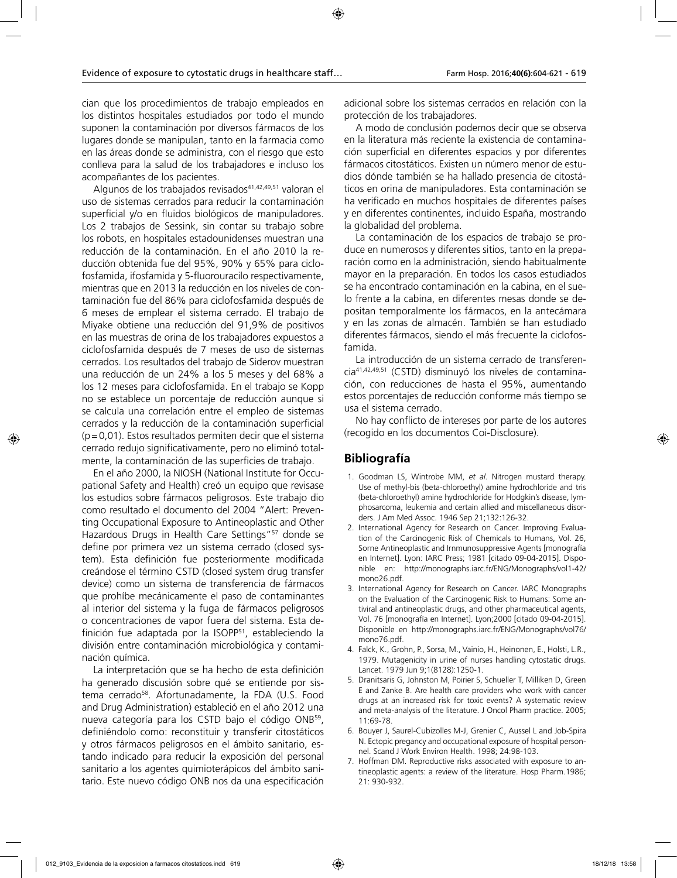cian que los procedimientos de trabajo empleados en los distintos hospitales estudiados por todo el mundo suponen la contaminación por diversos fármacos de los lugares donde se manipulan, tanto en la farmacia como en las áreas donde se administra, con el riesgo que esto conlleva para la salud de los trabajadores e incluso los acompañantes de los pacientes.

Algunos de los trabajados revisados[41,42,49,51] valoran el uso de sistemas cerrados para reducir la contaminación superficial y/o en fluidos biológicos de manipuladores. Los 2 trabajos de Sessink, sin contar su trabajo sobre los robots, en hospitales estadounidenses muestran una reducción de la contaminación. En el año 2010 la reducción obtenida fue del 95%, 90% y 65% para ciclofosfamida, ifosfamida y 5-fluorouracilo respectivamente, mientras que en 2013 la reducción en los niveles de contaminación fue del 86% para ciclofosfamida después de 6 meses de emplear el sistema cerrado. El trabajo de Miyake obtiene una reducción del 91,9% de positivos en las muestras de orina de los trabajadores expuestos a ciclofosfamida después de 7 meses de uso de sistemas cerrados. Los resultados del trabajo de Siderov muestran una reducción de un 24% a los 5 meses y del 68% a los 12 meses para ciclofosfamida. En el trabajo se Kopp no se establece un porcentaje de reducción aunque si se calcula una correlación entre el empleo de sistemas cerrados y la reducción de la contaminación superficial ($p=0,01$). Estos resultados permiten decir que el sistema cerrado redujo significativamente, pero no eliminó totalmente, la contaminación de las superficies de trabajo.

En el año 2000, la NIOSH (National Institute for Occupational Safety and Health) creó un equipo que revisase los estudios sobre fármacos peligrosos. Este trabajo dio como resultado el documento del 2004 "Alert: Preventing Occupational Exposure to Antineoplastic and Other Hazardous Drugs in Health Care Settings"[57] donde se define por primera vez un sistema cerrado (closed system). Esta definición fue posteriormente modificada creándose el término CSTD (closed system drug transfer device) como un sistema de transferencia de fármacos que prohíbe mecánicamente el paso de contaminantes al interior del sistema y la fuga de fármacos peligrosos o concentraciones de vapor fuera del sistema. Esta definición fue adaptada por la ISOPP[51], estableciendo la división entre contaminación microbiológica y contaminación química.

La interpretación que se ha hecho de esta definición ha generado discusión sobre qué se entiende por sistema cerrado[58]. Afortunadamente, la FDA (U.S. Food and Drug Administration) estableció en el año 2012 una nueva categoría para los CSTD bajo el código ONB[59], definiéndolo como: reconstituir y transferir citostáticos y otros fármacos peligrosos en el ámbito sanitario, estando indicado para reducir la exposición del personal sanitario a los agentes quimioterápicos del ámbito sanitario. Este nuevo código ONB nos da una especificación adicional sobre los sistemas cerrados en relación con la protección de los trabajadores.

A modo de conclusión podemos decir que se observa en la literatura más reciente la existencia de contaminación superficial en diferentes espacios y por diferentes fármacos citostáticos. Existen un número menor de estudios dónde también se ha hallado presencia de citostáticos en orina de manipuladores. Esta contaminación se ha verificado en muchos hospitales de diferentes países y en diferentes continentes, incluido España, mostrando la globalidad del problema.

La contaminación de los espacios de trabajo se produce en numerosos y diferentes sitios, tanto en la preparación como en la administración, siendo habitualmente mayor en la preparación. En todos los casos estudiados se ha encontrado contaminación en la cabina, en el suelo frente a la cabina, en diferentes mesas donde se depositan temporalmente los fármacos, en la antecámara y en las zonas de almacén. También se han estudiado diferentes fármacos, siendo el más frecuente la ciclofosfamida.

La introducción de un sistema cerrado de transferencia[41,42,49,51] (CSTD) disminuyó los niveles de contaminación, con reducciones de hasta el 95%, aumentando estos porcentajes de reducción conforme más tiempo se usa el sistema cerrado.

No hay conflicto de intereses por parte de los autores (recogido en los documentos Coi-Disclosure).

## Bibliografía

1. Goodman LS, Wintrobe MM, *et al.* Nitrogen mustard therapy. Use of methyl-bis (beta-chloroethyl) amine hydrochloride and tris (beta-chloroethyl) amine hydrochloride for Hodgkin's disease, lymphosarcoma, leukemia and certain allied and miscellaneous disorders. J Am Med Assoc. 1946 Sep 21;132:126-32.
2. International Agency for Research on Cancer. Improving Evaluation of the Carcinogenic Risk of Chemicals to Humans, Vol. 26, Sorne Antineoplastic and Irnmunosuppressive Agents [monografía en Internet]. Lyon: IARC Press; 1981 [citado 09-04-2015]. Disponible en: http://monographs.iarc.fr/ENG/Monographs/vol1-42/mono26.pdf.
3. International Agency for Research on Cancer. IARC Monographs on the Evaluation of the Carcinogenic Risk to Humans: Some antiviral and antineoplastic drugs, and other pharmaceutical agents, Vol. 76 [monografía en Internet]. Lyon;2000 [citado 09-04-2015]. Disponible en http://monographs.iarc.fr/ENG/Monographs/vol76/mono76.pdf.
4. Falck, K., Grohn, P., Sorsa, M., Vainio, H., Heinonen, E., Holsti, L.R., 1979. Mutagenicity in urine of nurses handling cytostatic drugs. Lancet. 1979 Jun 9;1(8128):1250-1.
5. Dranitsaris G, Johnston M, Poirier S, Schueller T, Milliken D, Green E and Zanke B. Are health care providers who work with cancer drugs at an increased risk for toxic events? A systematic review and meta-analysis of the literature. J Oncol Pharm practice. 2005; 11:69-78.
6. Bouyer J, Saurel-Cubizolles M-J, Grenier C, Aussel L and Job-Spira N. Ectopic pregancy and occupational exposure of hospital personnel. Scand J Work Environ Health. 1998; 24:98-103.
7. Hoffman DM. Reproductive risks associated with exposure to antineoplastic agents: a review of the literature. Hosp Pharm.1986; 21: 930-932.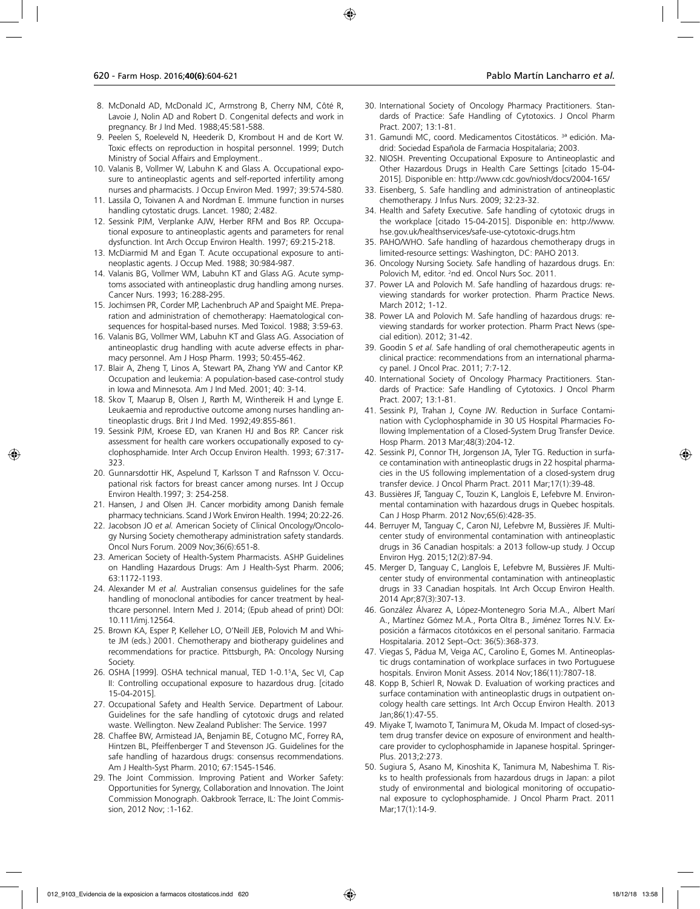8. McDonald AD, McDonald JC, Armstrong B, Cherry NM, Côté R, Lavoie J, Nolin AD and Robert D. Congenital defects and work in pregnancy. Br J Ind Med. 1988;45:581-588.
9. Peelen S, Roeleveld N, Heederik D, Krombout H and de Kort W. Toxic effects on reproduction in hospital personnel. 1999; Dutch Ministry of Social Affairs and Employment..
10. Valanis B, Vollmer W, Labuhn K and Glass A. Occupational exposure to antineoplastic agents and self-reported infertility among nurses and pharmacists. J Occup Environ Med. 1997; 39:574-580.
11. Lassila O, Toivanen A and Nordman E. Immune function in nurses handling cytostatic drugs. Lancet. 1980; 2:482.
12. Sessink PJM, Verplanke AJW, Herber RFM and Bos RP. Occupational exposure to antineoplastic agents and parameters for renal dysfunction. Int Arch Occup Environ Health. 1997; 69:215-218.
13. McDiarmid M and Egan T. Acute occupational exposure to antineoplastic agents. J Occup Med. 1988; 30:984-987.
14. Valanis BG, Vollmer WM, Labuhn KT and Glass AG. Acute symptoms associated with antineoplastic drug handling among nurses. Cancer Nurs. 1993; 16:288-295.
15. Jochimsen PR, Corder MP, Lachenbruch AP and Spaight ME. Preparation and administration of chemotherapy: Haematological consequences for hospital-based nurses. Med Toxicol. 1988; 3:59-63.
16. Valanis BG, Vollmer WM, Labuhn KT and Glass AG. Association of antineoplastic drug handling with acute adverse effects in pharmacy personnel. Am J Hosp Pharm. 1993; 50:455-462.
17. Blair A, Zheng T, Linos A, Stewart PA, Zhang YW and Cantor KP. Occupation and leukemia: A population-based case-control study in Iowa and Minnesota. Am J Ind Med. 2001; 40: 3-14.
18. Skov T, Maarup B, Olsen J, Rørth M, Winthereik H and Lynge E. Leukaemia and reproductive outcome among nurses handling antineoplastic drugs. Brit J Ind Med. 1992;49:855-861.
19. Sessink PJM, Kroese ED, van Kranen HJ and Bos RP. Cancer risk assessment for health care workers occupationally exposed to cyclophosphamide. Inter Arch Occup Environ Health. 1993; 67:317-323.
20. Gunnarsdottir HK, Aspelund T, Karlsson T and Rafnsson V. Occupational risk factors for breast cancer among nurses. Int J Occup Environ Health.1997; 3: 254-258.
21. Hansen, J and Olsen JH. Cancer morbidity among Danish female pharmacy technicians. Scand J Work Environ Health. 1994; 20:22-26.
22. Jacobson JO *et al.* American Society of Clinical Oncology/Oncology Nursing Society chemotherapy administration safety standards. Oncol Nurs Forum. 2009 Nov;36(6):651-8.
23. American Society of Health-System Pharmacists. ASHP Guidelines on Handling Hazardous Drugs: Am J Health-Syst Pharm. 2006; 63:1172-1193.
24. Alexander M *et al.* Australian consensus guidelines for the safe handling of monoclonal antibodies for cancer treatment by healthcare personnel. Intern Med J. 2014; (Epub ahead of print) DOI: 10.111/imj.12564.
25. Brown KA, Esper P, Kelleher LO, O'Neill JEB, Polovich M and White JM (eds.) 2001. Chemotherapy and biotherapy guidelines and recommendations for practice. Pittsburgh, PA: Oncology Nursing Society.
26. OSHA [1999]. OSHA technical manual, TED 1-0.15A, Sec VI, Cap II: Controlling occupational exposure to hazardous drug. [citado 15-04-2015].
27. Occupational Safety and Health Service. Department of Labour. Guidelines for the safe handling of cytotoxic drugs and related waste. Wellington. New Zealand Publisher: The Service. 1997
28. Chaffee BW, Armistead JA, Benjamin BE, Cotugno MC, Forrey RA, Hintzen BL, Pfeiffenberger T and Stevenson JG. Guidelines for the safe handling of hazardous drugs: consensus recommendations. Am J Health-Syst Pharm. 2010; 67:1545-1546.
29. The Joint Commission. Improving Patient and Worker Safety: Opportunities for Synergy, Collaboration and Innovation. The Joint Commission Monograph. Oakbrook Terrace, IL: The Joint Commission, 2012 Nov; :1-162.
30. International Society of Oncology Pharmacy Practitioners. Standards of Practice: Safe Handling of Cytotoxics. J Oncol Pharm Pract. 2007; 13:1-81.
31. Gamundi MC, coord. Medicamentos Citostáticos. 3ª edición. Madrid: Sociedad Española de Farmacia Hospitalaria; 2003.
32. NIOSH. Preventing Occupational Exposure to Antineoplastic and Other Hazardous Drugs in Health Care Settings [citado 15-04-2015]. Disponible en: http://www.cdc.gov/niosh/docs/2004-165/
33. Eisenberg, S. Safe handling and administration of antineoplastic chemotherapy. J Infus Nurs. 2009; 32:23-32.
34. Health and Safety Executive. Safe handling of cytotoxic drugs in the workplace [citado 15-04-2015]. Disponible en: http://www.hse.gov.uk/healthservices/safe-use-cytotoxic-drugs.htm
35. PAHO/WHO. Safe handling of hazardous chemotherapy drugs in limited-resource settings: Washington, DC: PAHO 2013.
36. Oncology Nursing Society. Safe handling of hazardous drugs. En: Polovich M, editor. 2nd ed. Oncol Nurs Soc. 2011.
37. Power LA and Polovich M. Safe handling of hazardous drugs: reviewing standards for worker protection. Pharm Practice News. March 2012; 1-12.
38. Power LA and Polovich M. Safe handling of hazardous drugs: reviewing standards for worker protection. Pharm Pract News (special edition). 2012; 31-42.
39. Goodin S *et al.* Safe handling of oral chemotherapeutic agents in clinical practice: recommendations from an international pharmacy panel. J Oncol Prac. 2011; 7:7-12.
40. International Society of Oncology Pharmacy Practitioners. Standards of Practice: Safe Handling of Cytotoxics. J Oncol Pharm Pract. 2007; 13:1-81.
41. Sessink PJ, Trahan J, Coyne JW. Reduction in Surface Contamination with Cyclophosphamide in 30 US Hospital Pharmacies Following Implementation of a Closed-System Drug Transfer Device. Hosp Pharm. 2013 Mar;48(3):204-12.
42. Sessink PJ, Connor TH, Jorgenson JA, Tyler TG. Reduction in surface contamination with antineoplastic drugs in 22 hospital pharmacies in the US following implementation of a closed-system drug transfer device. J Oncol Pharm Pract. 2011 Mar;17(1):39-48.
43. Bussières JF, Tanguay C, Touzin K, Langlois E, Lefebvre M. Environmental contamination with hazardous drugs in Quebec hospitals. Can J Hosp Pharm. 2012 Nov;65(6):428-35.
44. Berruyer M, Tanguay C, Caron NJ, Lefebvre M, Bussières JF. Multicenter study of environmental contamination with antineoplastic drugs in 36 Canadian hospitals: a 2013 follow-up study. J Occup Environ Hyg. 2015;12(2):87-94.
45. Merger D, Tanguay C, Langlois E, Lefebvre M, Bussières JF. Multicenter study of environmental contamination with antineoplastic drugs in 33 Canadian hospitals. Int Arch Occup Environ Health. 2014 Apr;87(3):307-13.
46. González Álvarez A, López-Montenegro Soria M.A., Albert Marí A., Martínez Gómez M.A., Porta Oltra B., Jiménez Torres N.V. Exposición a fármacos citotóxicos en el personal sanitario. Farmacia Hospitalaria. 2012 Sept–Oct: 36(5):368-373.
47. Viegas S, Pádua M, Veiga AC, Carolino E, Gomes M. Antineoplastic drugs contamination of workplace surfaces in two Portuguese hospitals. Environ Monit Assess. 2014 Nov;186(11):7807-18.
48. Kopp B, Schierl R, Nowak D. Evaluation of working practices and surface contamination with antineoplastic drugs in outpatient oncology health care settings. Int Arch Occup Environ Health. 2013 Jan;86(1):47-55.
49. Miyake T, Iwamoto T, Tanimura M, Okuda M. Impact of closed-system drug transfer device on exposure of environment and healthcare provider to cyclophosphamide in Japanese hospital. SpringerPlus. 2013;2:273.
50. Sugiura S, Asano M, Kinoshita K, Tanimura M, Nabeshima T. Risks to health professionals from hazardous drugs in Japan: a pilot study of environmental and biological monitoring of occupational exposure to cyclophosphamide. J Oncol Pharm Pract. 2011 Mar;17(1):14-9.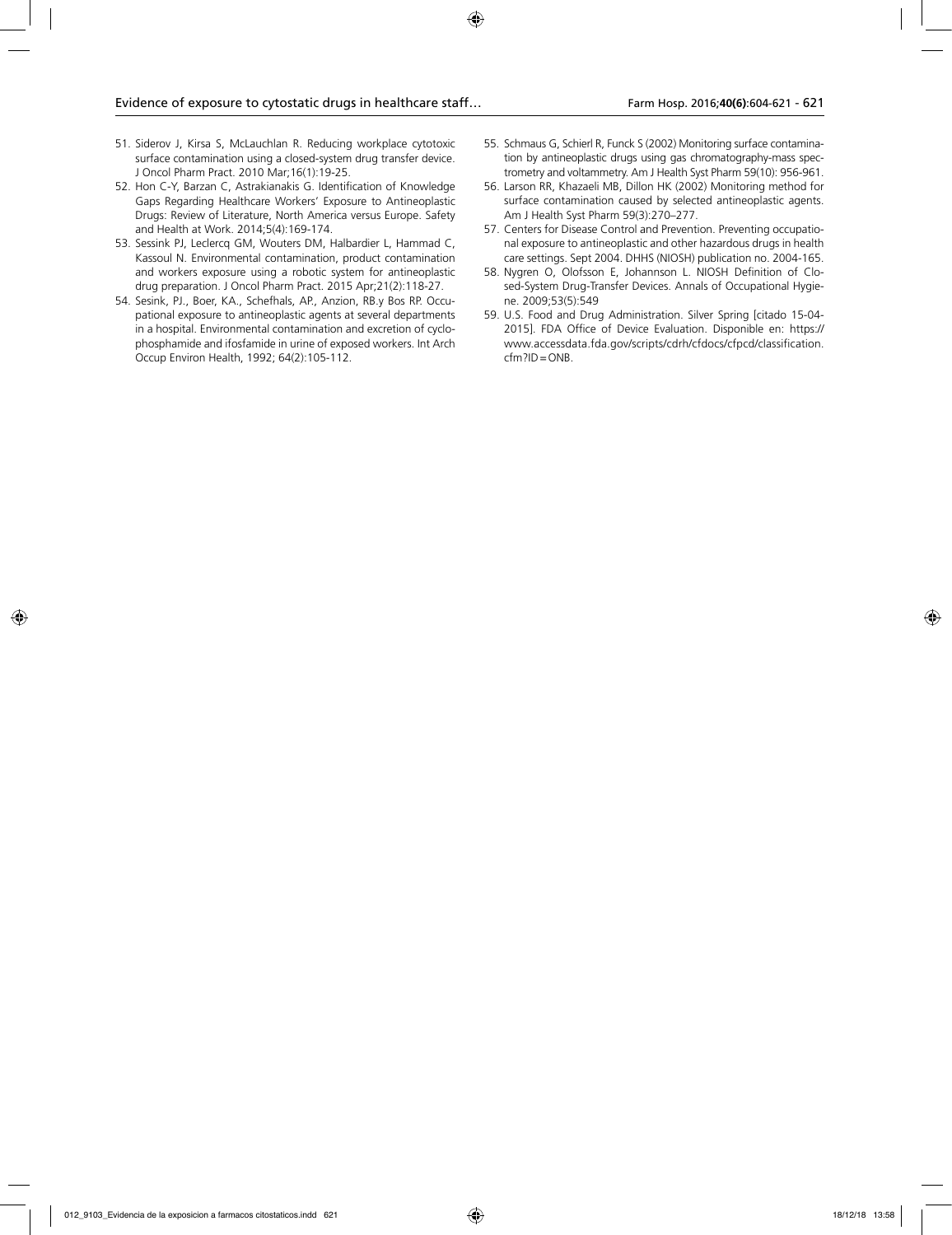51. Siderov J, Kirsa S, McLauchlan R. Reducing workplace cytotoxic surface contamination using a closed-system drug transfer device. J Oncol Pharm Pract. 2010 Mar;16(1):19-25.
52. Hon C-Y, Barzan C, Astrakianakis G. Identification of Knowledge Gaps Regarding Healthcare Workers' Exposure to Antineoplastic Drugs: Review of Literature, North America versus Europe. Safety and Health at Work. 2014;5(4):169-174.
53. Sessink PJ, Leclercq GM, Wouters DM, Halbardier L, Hammad C, Kassoul N. Environmental contamination, product contamination and workers exposure using a robotic system for antineoplastic drug preparation. J Oncol Pharm Pract. 2015 Apr;21(2):118-27.
54. Sesink, PJ., Boer, KA., Schefhals, AP., Anzion, RB.y Bos RP. Occupational exposure to antineoplastic agents at several departments in a hospital. Environmental contamination and excretion of cyclophosphamide and ifosfamide in urine of exposed workers. Int Arch Occup Environ Health, 1992; 64(2):105-112.
55. Schmaus G, Schierl R, Funck S (2002) Monitoring surface contamination by antineoplastic drugs using gas chromatography-mass spectrometry and voltammetry. Am J Health Syst Pharm 59(10): 956-961.
56. Larson RR, Khazaeli MB, Dillon HK (2002) Monitoring method for surface contamination caused by selected antineoplastic agents. Am J Health Syst Pharm 59(3):270–277.
57. Centers for Disease Control and Prevention. Preventing occupational exposure to antineoplastic and other hazardous drugs in health care settings. Sept 2004. DHHS (NIOSH) publication no. 2004-165.
58. Nygren O, Olofsson E, Johannson L. NIOSH Definition of Closed-System Drug-Transfer Devices. Annals of Occupational Hygiene. 2009;53(5):549
59. U.S. Food and Drug Administration. Silver Spring [citado 15-04-2015]. FDA Office of Device Evaluation. Disponible en: https://www.accessdata.fda.gov/scripts/cdrh/cfdocs/cfpcd/classification.cfm?ID=ONB.